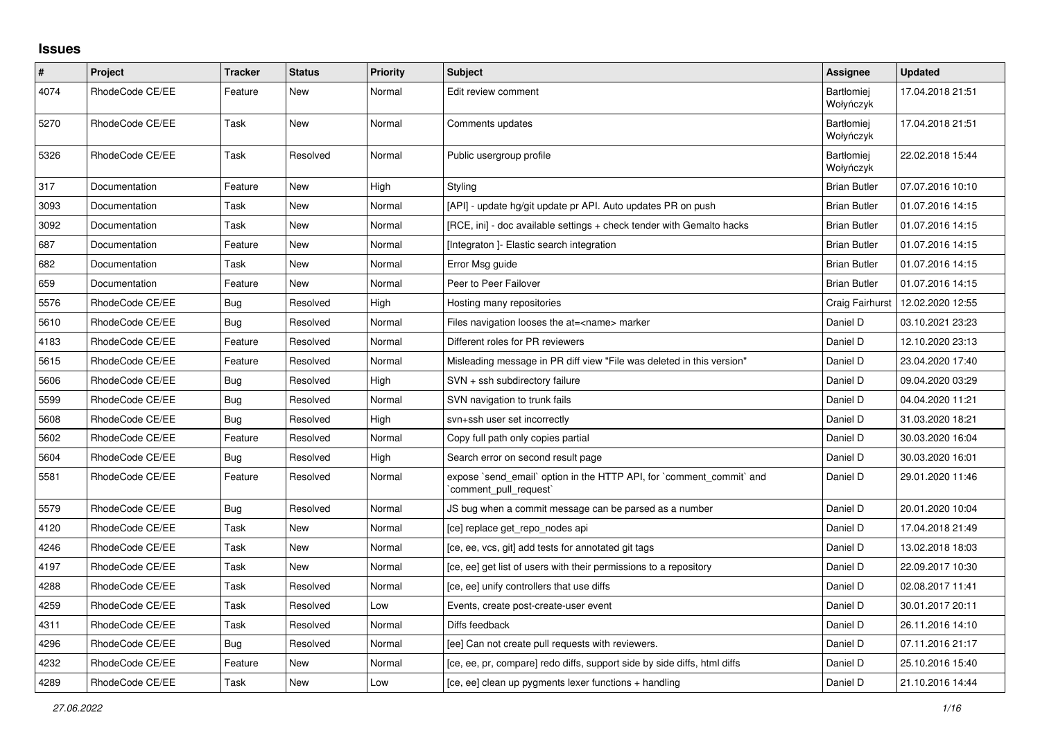# Issues

| # | Project | Tracker | Status | Priority | Subject | Assignee | Updated |
|---|---|---|---|---|---|---|---|
| 4074 | RhodeCode CE/EE | Feature | New | Normal | Edit review comment | Bartłomiej Wołyńczyk | 17.04.2018 21:51 |
| 5270 | RhodeCode CE/EE | Task | New | Normal | Comments updates | Bartłomiej Wołyńczyk | 17.04.2018 21:51 |
| 5326 | RhodeCode CE/EE | Task | Resolved | Normal | Public usergroup profile | Bartłomiej Wołyńczyk | 22.02.2018 15:44 |
| 317 | Documentation | Feature | New | High | Styling | Brian Butler | 07.07.2016 10:10 |
| 3093 | Documentation | Task | New | Normal | [API] - update hg/git update pr API. Auto updates PR on push | Brian Butler | 01.07.2016 14:15 |
| 3092 | Documentation | Task | New | Normal | [RCE, ini] - doc available settings + check tender with Gemalto hacks | Brian Butler | 01.07.2016 14:15 |
| 687 | Documentation | Feature | New | Normal | [Integraton ]- Elastic search integration | Brian Butler | 01.07.2016 14:15 |
| 682 | Documentation | Task | New | Normal | Error Msg guide | Brian Butler | 01.07.2016 14:15 |
| 659 | Documentation | Feature | New | Normal | Peer to Peer Failover | Brian Butler | 01.07.2016 14:15 |
| 5576 | RhodeCode CE/EE | Bug | Resolved | High | Hosting many repositories | Craig Fairhurst | 12.02.2020 12:55 |
| 5610 | RhodeCode CE/EE | Bug | Resolved | Normal | Files navigation looses the at=<name> marker | Daniel D | 03.10.2021 23:23 |
| 4183 | RhodeCode CE/EE | Feature | Resolved | Normal | Different roles for PR reviewers | Daniel D | 12.10.2020 23:13 |
| 5615 | RhodeCode CE/EE | Feature | Resolved | Normal | Misleading message in PR diff view "File was deleted in this version" | Daniel D | 23.04.2020 17:40 |
| 5606 | RhodeCode CE/EE | Bug | Resolved | High | SVN + ssh subdirectory failure | Daniel D | 09.04.2020 03:29 |
| 5599 | RhodeCode CE/EE | Bug | Resolved | Normal | SVN navigation to trunk fails | Daniel D | 04.04.2020 11:21 |
| 5608 | RhodeCode CE/EE | Bug | Resolved | High | svn+ssh user set incorrectly | Daniel D | 31.03.2020 18:21 |
| 5602 | RhodeCode CE/EE | Feature | Resolved | Normal | Copy full path only copies partial | Daniel D | 30.03.2020 16:04 |
| 5604 | RhodeCode CE/EE | Bug | Resolved | High | Search error on second result page | Daniel D | 30.03.2020 16:01 |
| 5581 | RhodeCode CE/EE | Feature | Resolved | Normal | expose `send_email` option in the HTTP API, for `comment_commit` and `comment_pull_request` | Daniel D | 29.01.2020 11:46 |
| 5579 | RhodeCode CE/EE | Bug | Resolved | Normal | JS bug when a commit message can be parsed as a number | Daniel D | 20.01.2020 10:04 |
| 4120 | RhodeCode CE/EE | Task | New | Normal | [ce] replace get_repo_nodes api | Daniel D | 17.04.2018 21:49 |
| 4246 | RhodeCode CE/EE | Task | New | Normal | [ce, ee, vcs, git] add tests for annotated git tags | Daniel D | 13.02.2018 18:03 |
| 4197 | RhodeCode CE/EE | Task | New | Normal | [ce, ee] get list of users with their permissions to a repository | Daniel D | 22.09.2017 10:30 |
| 4288 | RhodeCode CE/EE | Task | Resolved | Normal | [ce, ee] unify controllers that use diffs | Daniel D | 02.08.2017 11:41 |
| 4259 | RhodeCode CE/EE | Task | Resolved | Low | Events, create post-create-user event | Daniel D | 30.01.2017 20:11 |
| 4311 | RhodeCode CE/EE | Task | Resolved | Normal | Diffs feedback | Daniel D | 26.11.2016 14:10 |
| 4296 | RhodeCode CE/EE | Bug | Resolved | Normal | [ee] Can not create pull requests with reviewers. | Daniel D | 07.11.2016 21:17 |
| 4232 | RhodeCode CE/EE | Feature | New | Normal | [ce, ee, pr, compare] redo diffs, support side by side diffs, html diffs | Daniel D | 25.10.2016 15:40 |
| 4289 | RhodeCode CE/EE | Task | New | Low | [ce, ee] clean up pygments lexer functions + handling | Daniel D | 21.10.2016 14:44 |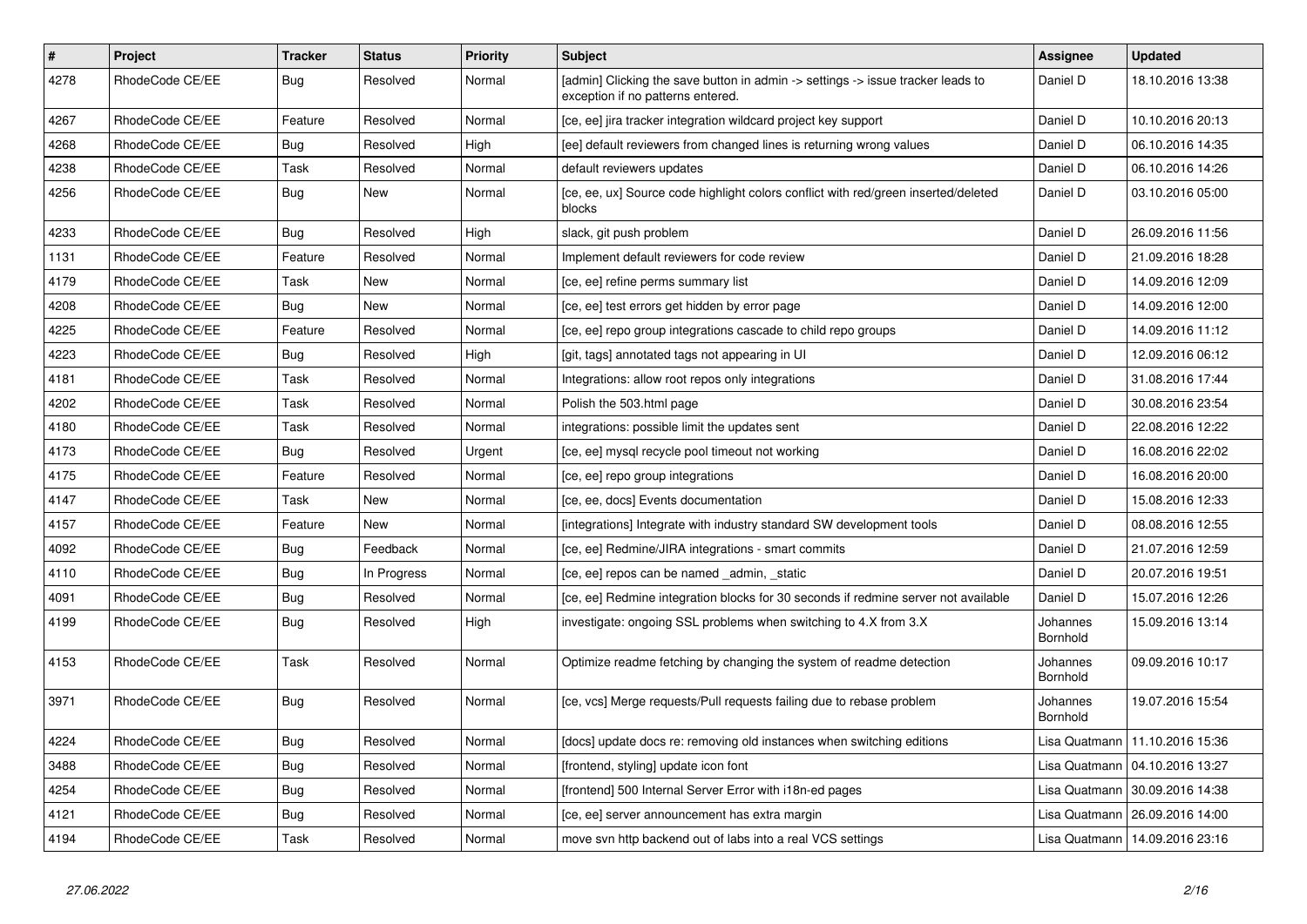| # | Project | Tracker | Status | Priority | Subject | Assignee | Updated |
|---|---|---|---|---|---|---|---|
| 4278 | RhodeCode CE/EE | Bug | Resolved | Normal | [admin] Clicking the save button in admin -> settings -> issue tracker leads to exception if no patterns entered. | Daniel D | 18.10.2016 13:38 |
| 4267 | RhodeCode CE/EE | Feature | Resolved | Normal | [ce, ee] jira tracker integration wildcard project key support | Daniel D | 10.10.2016 20:13 |
| 4268 | RhodeCode CE/EE | Bug | Resolved | High | [ee] default reviewers from changed lines is returning wrong values | Daniel D | 06.10.2016 14:35 |
| 4238 | RhodeCode CE/EE | Task | Resolved | Normal | default reviewers updates | Daniel D | 06.10.2016 14:26 |
| 4256 | RhodeCode CE/EE | Bug | New | Normal | [ce, ee, ux] Source code highlight colors conflict with red/green inserted/deleted blocks | Daniel D | 03.10.2016 05:00 |
| 4233 | RhodeCode CE/EE | Bug | Resolved | High | slack, git push problem | Daniel D | 26.09.2016 11:56 |
| 1131 | RhodeCode CE/EE | Feature | Resolved | Normal | Implement default reviewers for code review | Daniel D | 21.09.2016 18:28 |
| 4179 | RhodeCode CE/EE | Task | New | Normal | [ce, ee] refine perms summary list | Daniel D | 14.09.2016 12:09 |
| 4208 | RhodeCode CE/EE | Bug | New | Normal | [ce, ee] test errors get hidden by error page | Daniel D | 14.09.2016 12:00 |
| 4225 | RhodeCode CE/EE | Feature | Resolved | Normal | [ce, ee] repo group integrations cascade to child repo groups | Daniel D | 14.09.2016 11:12 |
| 4223 | RhodeCode CE/EE | Bug | Resolved | High | [git, tags] annotated tags not appearing in UI | Daniel D | 12.09.2016 06:12 |
| 4181 | RhodeCode CE/EE | Task | Resolved | Normal | Integrations: allow root repos only integrations | Daniel D | 31.08.2016 17:44 |
| 4202 | RhodeCode CE/EE | Task | Resolved | Normal | Polish the 503.html page | Daniel D | 30.08.2016 23:54 |
| 4180 | RhodeCode CE/EE | Task | Resolved | Normal | integrations: possible limit the updates sent | Daniel D | 22.08.2016 12:22 |
| 4173 | RhodeCode CE/EE | Bug | Resolved | Urgent | [ce, ee] mysql recycle pool timeout not working | Daniel D | 16.08.2016 22:02 |
| 4175 | RhodeCode CE/EE | Feature | Resolved | Normal | [ce, ee] repo group integrations | Daniel D | 16.08.2016 20:00 |
| 4147 | RhodeCode CE/EE | Task | New | Normal | [ce, ee, docs] Events documentation | Daniel D | 15.08.2016 12:33 |
| 4157 | RhodeCode CE/EE | Feature | New | Normal | [integrations] Integrate with industry standard SW development tools | Daniel D | 08.08.2016 12:55 |
| 4092 | RhodeCode CE/EE | Bug | Feedback | Normal | [ce, ee] Redmine/JIRA integrations - smart commits | Daniel D | 21.07.2016 12:59 |
| 4110 | RhodeCode CE/EE | Bug | In Progress | Normal | [ce, ee] repos can be named _admin, _static | Daniel D | 20.07.2016 19:51 |
| 4091 | RhodeCode CE/EE | Bug | Resolved | Normal | [ce, ee] Redmine integration blocks for 30 seconds if redmine server not available | Daniel D | 15.07.2016 12:26 |
| 4199 | RhodeCode CE/EE | Bug | Resolved | High | investigate: ongoing SSL problems when switching to 4.X from 3.X | Johannes Bornhold | 15.09.2016 13:14 |
| 4153 | RhodeCode CE/EE | Task | Resolved | Normal | Optimize readme fetching by changing the system of readme detection | Johannes Bornhold | 09.09.2016 10:17 |
| 3971 | RhodeCode CE/EE | Bug | Resolved | Normal | [ce, vcs] Merge requests/Pull requests failing due to rebase problem | Johannes Bornhold | 19.07.2016 15:54 |
| 4224 | RhodeCode CE/EE | Bug | Resolved | Normal | [docs] update docs re: removing old instances when switching editions | Lisa Quatmann | 11.10.2016 15:36 |
| 3488 | RhodeCode CE/EE | Bug | Resolved | Normal | [frontend, styling] update icon font | Lisa Quatmann | 04.10.2016 13:27 |
| 4254 | RhodeCode CE/EE | Bug | Resolved | Normal | [frontend] 500 Internal Server Error with i18n-ed pages | Lisa Quatmann | 30.09.2016 14:38 |
| 4121 | RhodeCode CE/EE | Bug | Resolved | Normal | [ce, ee] server announcement has extra margin | Lisa Quatmann | 26.09.2016 14:00 |
| 4194 | RhodeCode CE/EE | Task | Resolved | Normal | move svn http backend out of labs into a real VCS settings | Lisa Quatmann | 14.09.2016 23:16 |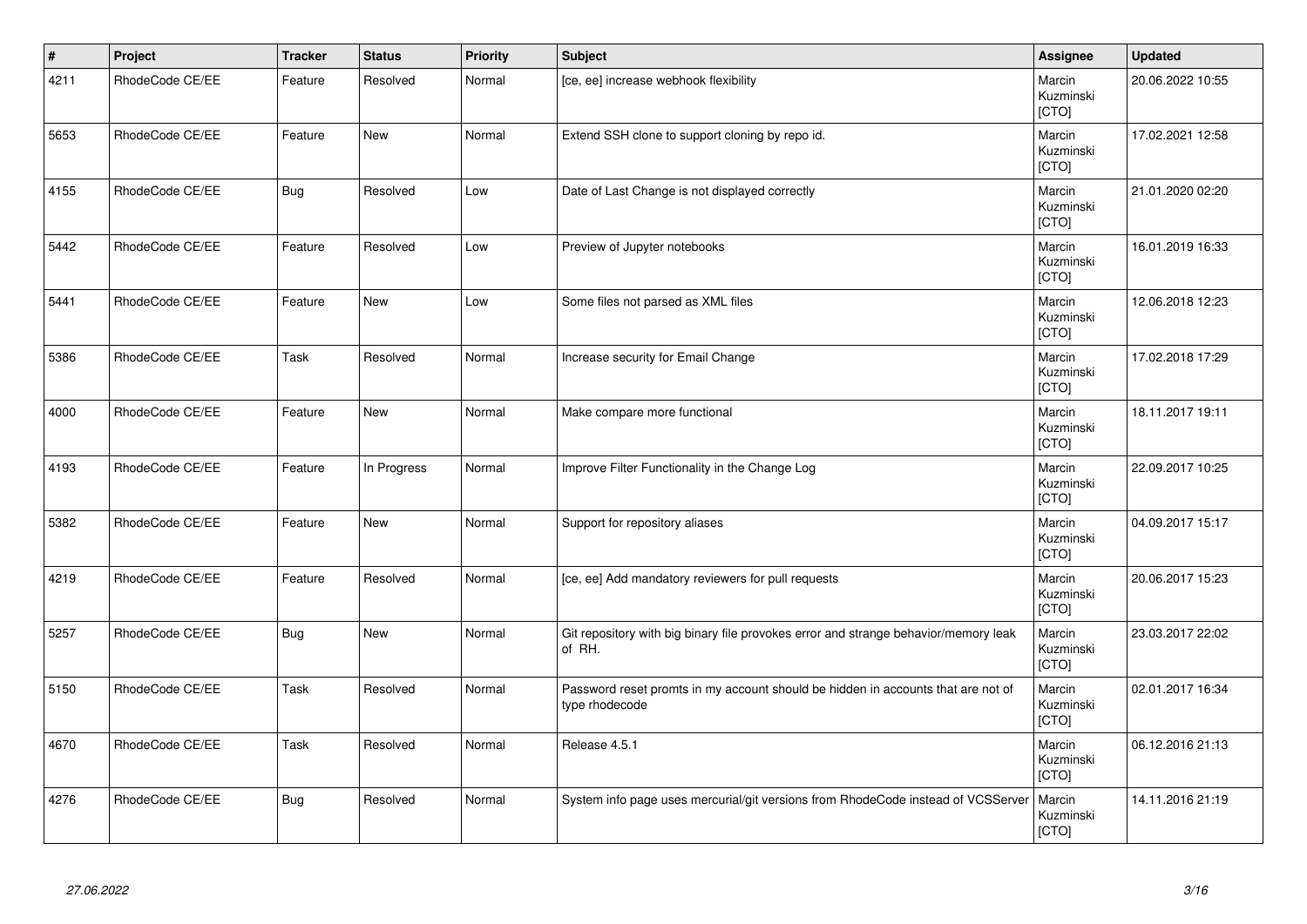| # | Project | Tracker | Status | Priority | Subject | Assignee | Updated |
|---|---|---|---|---|---|---|---|
| 4211 | RhodeCode CE/EE | Feature | Resolved | Normal | [ce, ee] increase webhook flexibility | Marcin Kuzminski [CTO] | 20.06.2022 10:55 |
| 5653 | RhodeCode CE/EE | Feature | New | Normal | Extend SSH clone to support cloning by repo id. | Marcin Kuzminski [CTO] | 17.02.2021 12:58 |
| 4155 | RhodeCode CE/EE | Bug | Resolved | Low | Date of Last Change is not displayed correctly | Marcin Kuzminski [CTO] | 21.01.2020 02:20 |
| 5442 | RhodeCode CE/EE | Feature | Resolved | Low | Preview of Jupyter notebooks | Marcin Kuzminski [CTO] | 16.01.2019 16:33 |
| 5441 | RhodeCode CE/EE | Feature | New | Low | Some files not parsed as XML files | Marcin Kuzminski [CTO] | 12.06.2018 12:23 |
| 5386 | RhodeCode CE/EE | Task | Resolved | Normal | Increase security for Email Change | Marcin Kuzminski [CTO] | 17.02.2018 17:29 |
| 4000 | RhodeCode CE/EE | Feature | New | Normal | Make compare more functional | Marcin Kuzminski [CTO] | 18.11.2017 19:11 |
| 4193 | RhodeCode CE/EE | Feature | In Progress | Normal | Improve Filter Functionality in the Change Log | Marcin Kuzminski [CTO] | 22.09.2017 10:25 |
| 5382 | RhodeCode CE/EE | Feature | New | Normal | Support for repository aliases | Marcin Kuzminski [CTO] | 04.09.2017 15:17 |
| 4219 | RhodeCode CE/EE | Feature | Resolved | Normal | [ce, ee] Add mandatory reviewers for pull requests | Marcin Kuzminski [CTO] | 20.06.2017 15:23 |
| 5257 | RhodeCode CE/EE | Bug | New | Normal | Git repository with big binary file provokes error and strange behavior/memory leak of RH. | Marcin Kuzminski [CTO] | 23.03.2017 22:02 |
| 5150 | RhodeCode CE/EE | Task | Resolved | Normal | Password reset promts in my account should be hidden in accounts that are not of type rhodecode | Marcin Kuzminski [CTO] | 02.01.2017 16:34 |
| 4670 | RhodeCode CE/EE | Task | Resolved | Normal | Release 4.5.1 | Marcin Kuzminski [CTO] | 06.12.2016 21:13 |
| 4276 | RhodeCode CE/EE | Bug | Resolved | Normal | System info page uses mercurial/git versions from RhodeCode instead of VCSServer | Marcin Kuzminski [CTO] | 14.11.2016 21:19 |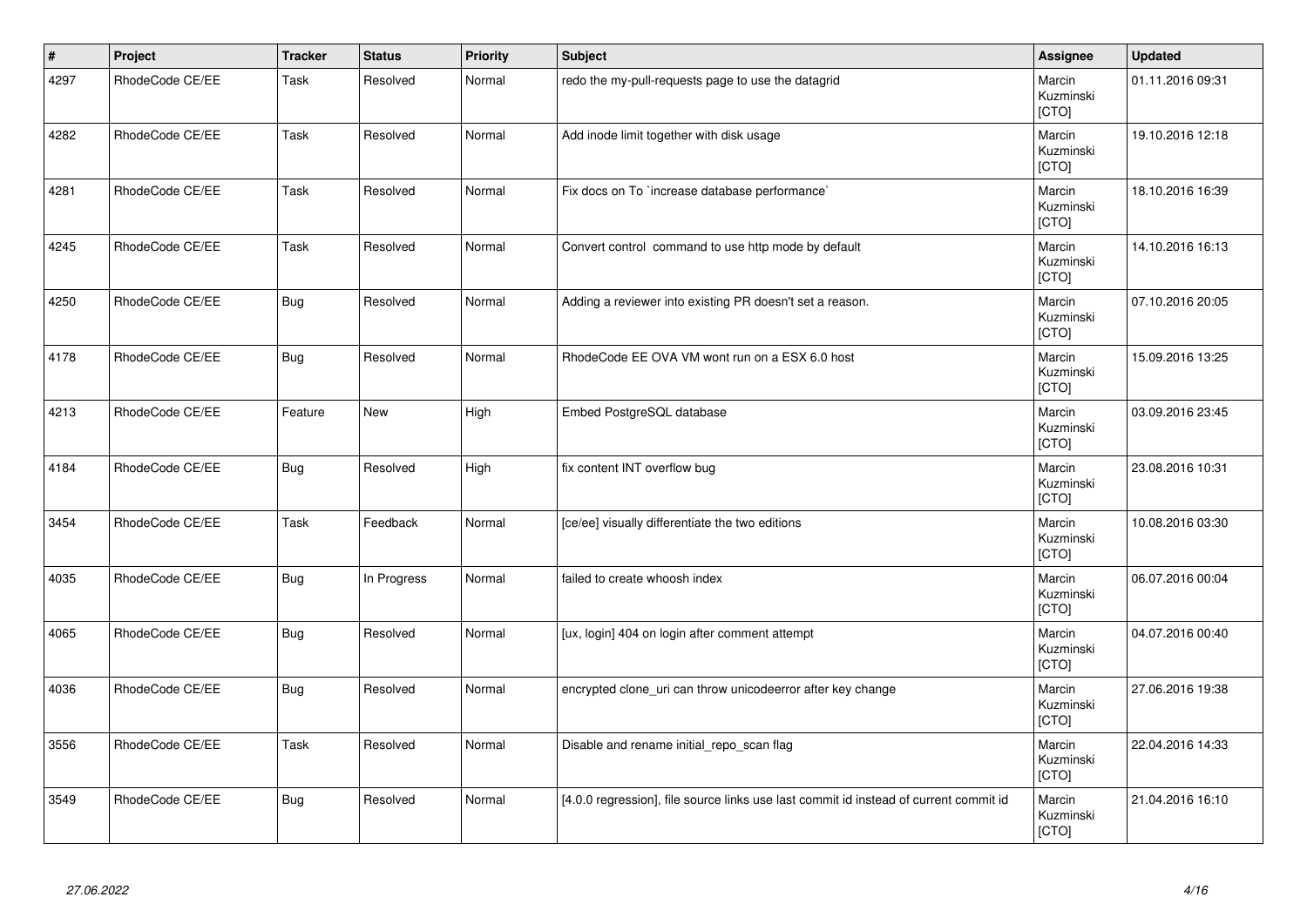| # | Project | Tracker | Status | Priority | Subject | Assignee | Updated |
|---|---|---|---|---|---|---|---|
| 4297 | RhodeCode CE/EE | Task | Resolved | Normal | redo the my-pull-requests page to use the datagrid | Marcin Kuzminski [CTO] | 01.11.2016 09:31 |
| 4282 | RhodeCode CE/EE | Task | Resolved | Normal | Add inode limit together with disk usage | Marcin Kuzminski [CTO] | 19.10.2016 12:18 |
| 4281 | RhodeCode CE/EE | Task | Resolved | Normal | Fix docs on To `increase database performance` | Marcin Kuzminski [CTO] | 18.10.2016 16:39 |
| 4245 | RhodeCode CE/EE | Task | Resolved | Normal | Convert control command to use http mode by default | Marcin Kuzminski [CTO] | 14.10.2016 16:13 |
| 4250 | RhodeCode CE/EE | Bug | Resolved | Normal | Adding a reviewer into existing PR doesn't set a reason. | Marcin Kuzminski [CTO] | 07.10.2016 20:05 |
| 4178 | RhodeCode CE/EE | Bug | Resolved | Normal | RhodeCode EE OVA VM wont run on a ESX 6.0 host | Marcin Kuzminski [CTO] | 15.09.2016 13:25 |
| 4213 | RhodeCode CE/EE | Feature | New | High | Embed PostgreSQL database | Marcin Kuzminski [CTO] | 03.09.2016 23:45 |
| 4184 | RhodeCode CE/EE | Bug | Resolved | High | fix content INT overflow bug | Marcin Kuzminski [CTO] | 23.08.2016 10:31 |
| 3454 | RhodeCode CE/EE | Task | Feedback | Normal | [ce/ee] visually differentiate the two editions | Marcin Kuzminski [CTO] | 10.08.2016 03:30 |
| 4035 | RhodeCode CE/EE | Bug | In Progress | Normal | failed to create whoosh index | Marcin Kuzminski [CTO] | 06.07.2016 00:04 |
| 4065 | RhodeCode CE/EE | Bug | Resolved | Normal | [ux, login] 404 on login after comment attempt | Marcin Kuzminski [CTO] | 04.07.2016 00:40 |
| 4036 | RhodeCode CE/EE | Bug | Resolved | Normal | encrypted clone_uri can throw unicodeerror after key change | Marcin Kuzminski [CTO] | 27.06.2016 19:38 |
| 3556 | RhodeCode CE/EE | Task | Resolved | Normal | Disable and rename initial_repo_scan flag | Marcin Kuzminski [CTO] | 22.04.2016 14:33 |
| 3549 | RhodeCode CE/EE | Bug | Resolved | Normal | [4.0.0 regression], file source links use last commit id instead of current commit id | Marcin Kuzminski [CTO] | 21.04.2016 16:10 |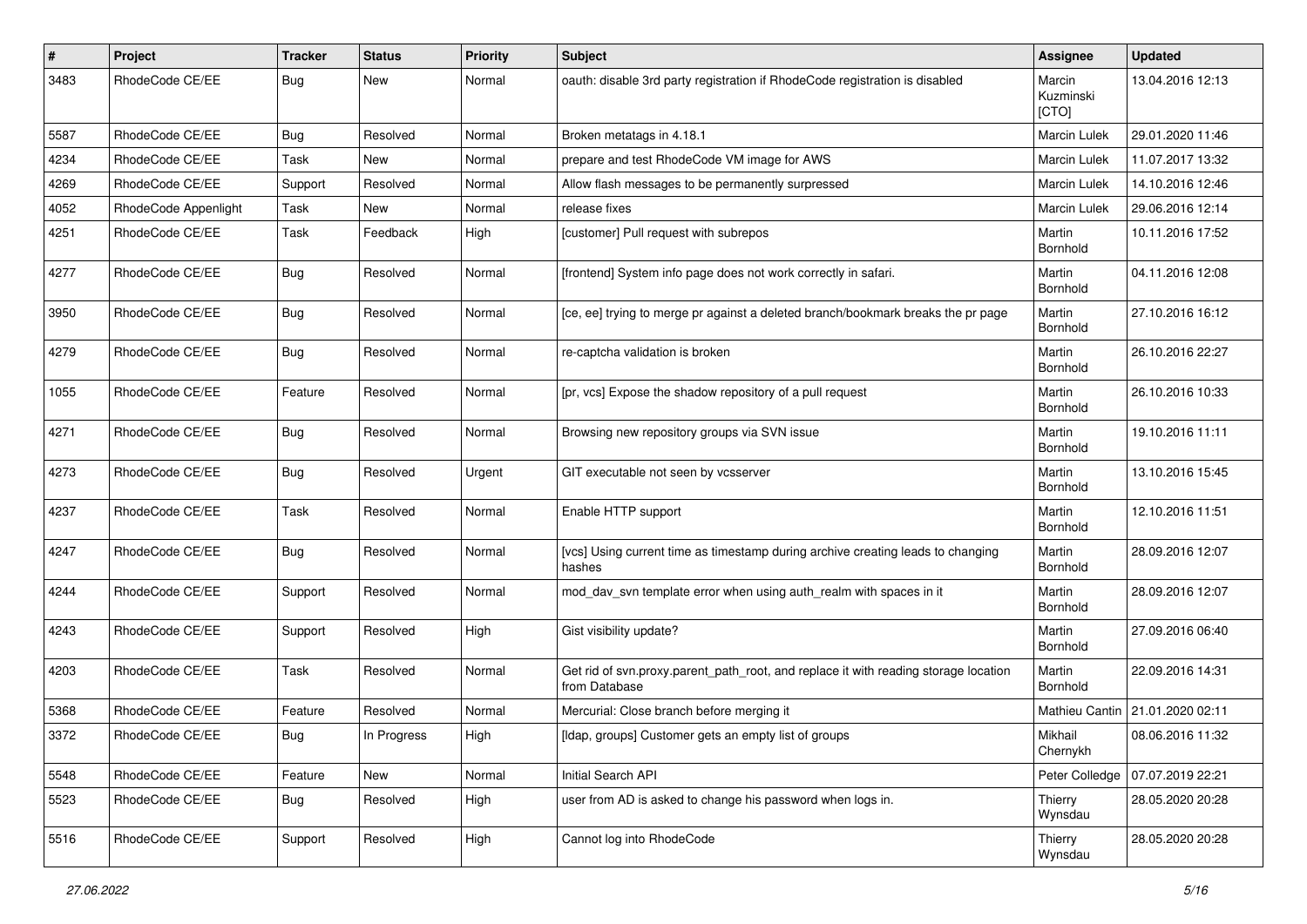| # | Project | Tracker | Status | Priority | Subject | Assignee | Updated |
|---|---|---|---|---|---|---|---|
| 3483 | RhodeCode CE/EE | Bug | New | Normal | oauth: disable 3rd party registration if RhodeCode registration is disabled | Marcin Kuzminski [CTO] | 13.04.2016 12:13 |
| 5587 | RhodeCode CE/EE | Bug | Resolved | Normal | Broken metatags in 4.18.1 | Marcin Lulek | 29.01.2020 11:46 |
| 4234 | RhodeCode CE/EE | Task | New | Normal | prepare and test RhodeCode VM image for AWS | Marcin Lulek | 11.07.2017 13:32 |
| 4269 | RhodeCode CE/EE | Support | Resolved | Normal | Allow flash messages to be permanently surpressed | Marcin Lulek | 14.10.2016 12:46 |
| 4052 | RhodeCode Appenlight | Task | New | Normal | release fixes | Marcin Lulek | 29.06.2016 12:14 |
| 4251 | RhodeCode CE/EE | Task | Feedback | High | [customer] Pull request with subrepos | Martin Bornhold | 10.11.2016 17:52 |
| 4277 | RhodeCode CE/EE | Bug | Resolved | Normal | [frontend] System info page does not work correctly in safari. | Martin Bornhold | 04.11.2016 12:08 |
| 3950 | RhodeCode CE/EE | Bug | Resolved | Normal | [ce, ee] trying to merge pr against a deleted branch/bookmark breaks the pr page | Martin Bornhold | 27.10.2016 16:12 |
| 4279 | RhodeCode CE/EE | Bug | Resolved | Normal | re-captcha validation is broken | Martin Bornhold | 26.10.2016 22:27 |
| 1055 | RhodeCode CE/EE | Feature | Resolved | Normal | [pr, vcs] Expose the shadow repository of a pull request | Martin Bornhold | 26.10.2016 10:33 |
| 4271 | RhodeCode CE/EE | Bug | Resolved | Normal | Browsing new repository groups via SVN issue | Martin Bornhold | 19.10.2016 11:11 |
| 4273 | RhodeCode CE/EE | Bug | Resolved | Urgent | GIT executable not seen by vcsserver | Martin Bornhold | 13.10.2016 15:45 |
| 4237 | RhodeCode CE/EE | Task | Resolved | Normal | Enable HTTP support | Martin Bornhold | 12.10.2016 11:51 |
| 4247 | RhodeCode CE/EE | Bug | Resolved | Normal | [vcs] Using current time as timestamp during archive creating leads to changing hashes | Martin Bornhold | 28.09.2016 12:07 |
| 4244 | RhodeCode CE/EE | Support | Resolved | Normal | mod_dav_svn template error when using auth_realm with spaces in it | Martin Bornhold | 28.09.2016 12:07 |
| 4243 | RhodeCode CE/EE | Support | Resolved | High | Gist visibility update? | Martin Bornhold | 27.09.2016 06:40 |
| 4203 | RhodeCode CE/EE | Task | Resolved | Normal | Get rid of svn.proxy.parent_path_root, and replace it with reading storage location from Database | Martin Bornhold | 22.09.2016 14:31 |
| 5368 | RhodeCode CE/EE | Feature | Resolved | Normal | Mercurial: Close branch before merging it | Mathieu Cantin | 21.01.2020 02:11 |
| 3372 | RhodeCode CE/EE | Bug | In Progress | High | [ldap, groups] Customer gets an empty list of groups | Mikhail Chernykh | 08.06.2016 11:32 |
| 5548 | RhodeCode CE/EE | Feature | New | Normal | Initial Search API | Peter Colledge | 07.07.2019 22:21 |
| 5523 | RhodeCode CE/EE | Bug | Resolved | High | user from AD is asked to change his password when logs in. | Thierry Wynsdau | 28.05.2020 20:28 |
| 5516 | RhodeCode CE/EE | Support | Resolved | High | Cannot log into RhodeCode | Thierry Wynsdau | 28.05.2020 20:28 |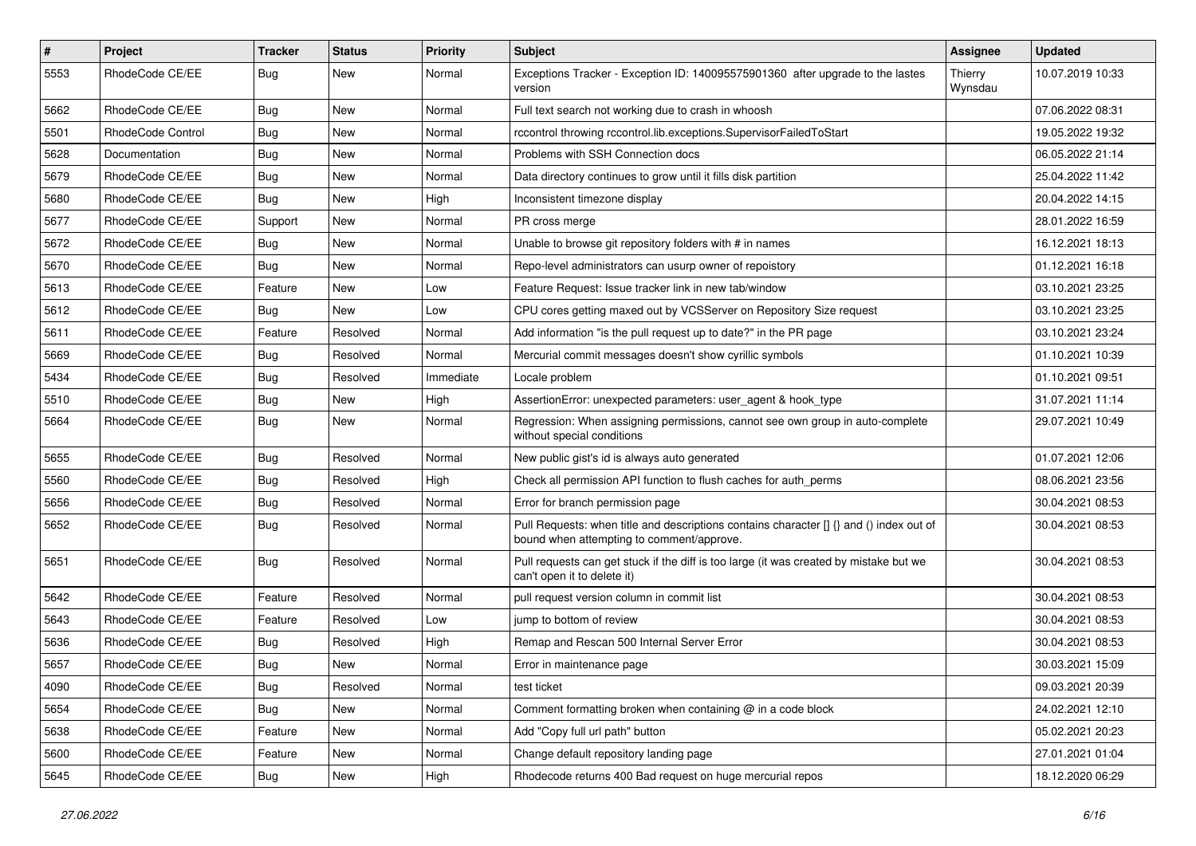| # | Project | Tracker | Status | Priority | Subject | Assignee | Updated |
|---|---|---|---|---|---|---|---|
| 5553 | RhodeCode CE/EE | Bug | New | Normal | Exceptions Tracker - Exception ID: 140095575901360 after upgrade to the lastes version | Thierry Wynsdau | 10.07.2019 10:33 |
| 5662 | RhodeCode CE/EE | Bug | New | Normal | Full text search not working due to crash in whoosh | | 07.06.2022 08:31 |
| 5501 | RhodeCode Control | Bug | New | Normal | rccontrol throwing rccontrol.lib.exceptions.SupervisorFailedToStart | | 19.05.2022 19:32 |
| 5628 | Documentation | Bug | New | Normal | Problems with SSH Connection docs | | 06.05.2022 21:14 |
| 5679 | RhodeCode CE/EE | Bug | New | Normal | Data directory continues to grow until it fills disk partition | | 25.04.2022 11:42 |
| 5680 | RhodeCode CE/EE | Bug | New | High | Inconsistent timezone display | | 20.04.2022 14:15 |
| 5677 | RhodeCode CE/EE | Support | New | Normal | PR cross merge | | 28.01.2022 16:59 |
| 5672 | RhodeCode CE/EE | Bug | New | Normal | Unable to browse git repository folders with # in names | | 16.12.2021 18:13 |
| 5670 | RhodeCode CE/EE | Bug | New | Normal | Repo-level administrators can usurp owner of repoistory | | 01.12.2021 16:18 |
| 5613 | RhodeCode CE/EE | Feature | New | Low | Feature Request: Issue tracker link in new tab/window | | 03.10.2021 23:25 |
| 5612 | RhodeCode CE/EE | Bug | New | Low | CPU cores getting maxed out by VCSServer on Repository Size request | | 03.10.2021 23:25 |
| 5611 | RhodeCode CE/EE | Feature | Resolved | Normal | Add information "is the pull request up to date?" in the PR page | | 03.10.2021 23:24 |
| 5669 | RhodeCode CE/EE | Bug | Resolved | Normal | Mercurial commit messages doesn't show cyrillic symbols | | 01.10.2021 10:39 |
| 5434 | RhodeCode CE/EE | Bug | Resolved | Immediate | Locale problem | | 01.10.2021 09:51 |
| 5510 | RhodeCode CE/EE | Bug | New | High | AssertionError: unexpected parameters: user_agent & hook_type | | 31.07.2021 11:14 |
| 5664 | RhodeCode CE/EE | Bug | New | Normal | Regression: When assigning permissions, cannot see own group in auto-complete without special conditions | | 29.07.2021 10:49 |
| 5655 | RhodeCode CE/EE | Bug | Resolved | Normal | New public gist's id is always auto generated | | 01.07.2021 12:06 |
| 5560 | RhodeCode CE/EE | Bug | Resolved | High | Check all permission API function to flush caches for auth_perms | | 08.06.2021 23:56 |
| 5656 | RhodeCode CE/EE | Bug | Resolved | Normal | Error for branch permission page | | 30.04.2021 08:53 |
| 5652 | RhodeCode CE/EE | Bug | Resolved | Normal | Pull Requests: when title and descriptions contains character [] {} and () index out of bound when attempting to comment/approve. | | 30.04.2021 08:53 |
| 5651 | RhodeCode CE/EE | Bug | Resolved | Normal | Pull requests can get stuck if the diff is too large (it was created by mistake but we can't open it to delete it) | | 30.04.2021 08:53 |
| 5642 | RhodeCode CE/EE | Feature | Resolved | Normal | pull request version column in commit list | | 30.04.2021 08:53 |
| 5643 | RhodeCode CE/EE | Feature | Resolved | Low | jump to bottom of review | | 30.04.2021 08:53 |
| 5636 | RhodeCode CE/EE | Bug | Resolved | High | Remap and Rescan 500 Internal Server Error | | 30.04.2021 08:53 |
| 5657 | RhodeCode CE/EE | Bug | New | Normal | Error in maintenance page | | 30.03.2021 15:09 |
| 4090 | RhodeCode CE/EE | Bug | Resolved | Normal | test ticket | | 09.03.2021 20:39 |
| 5654 | RhodeCode CE/EE | Bug | New | Normal | Comment formatting broken when containing @ in a code block | | 24.02.2021 12:10 |
| 5638 | RhodeCode CE/EE | Feature | New | Normal | Add "Copy full url path" button | | 05.02.2021 20:23 |
| 5600 | RhodeCode CE/EE | Feature | New | Normal | Change default repository landing page | | 27.01.2021 01:04 |
| 5645 | RhodeCode CE/EE | Bug | New | High | Rhodecode returns 400 Bad request on huge mercurial repos | | 18.12.2020 06:29 |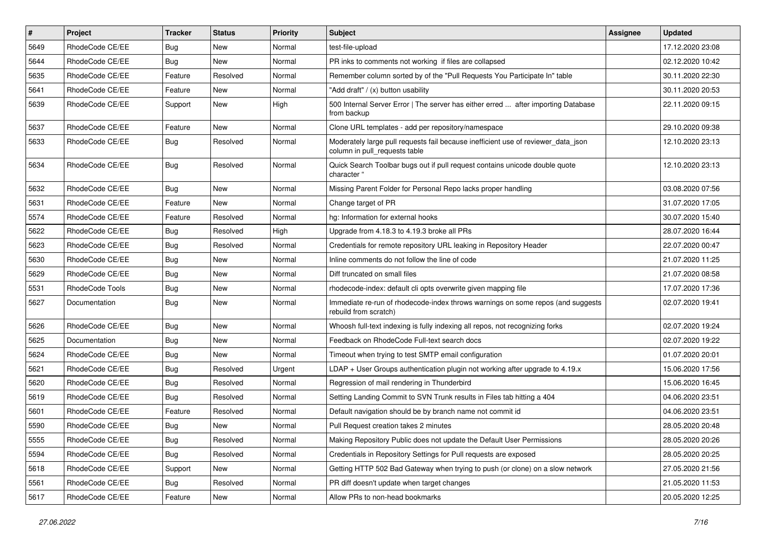| # | Project | Tracker | Status | Priority | Subject | Assignee | Updated |
|---|---|---|---|---|---|---|---|
| 5649 | RhodeCode CE/EE | Bug | New | Normal | test-file-upload | | 17.12.2020 23:08 |
| 5644 | RhodeCode CE/EE | Bug | New | Normal | PR inks to comments not working if files are collapsed | | 02.12.2020 10:42 |
| 5635 | RhodeCode CE/EE | Feature | Resolved | Normal | Remember column sorted by of the "Pull Requests You Participate In" table | | 30.11.2020 22:30 |
| 5641 | RhodeCode CE/EE | Feature | New | Normal | "Add draft" / (x) button usability | | 30.11.2020 20:53 |
| 5639 | RhodeCode CE/EE | Support | New | High | 500 Internal Server Error \| The server has either erred ... after importing Database from backup | | 22.11.2020 09:15 |
| 5637 | RhodeCode CE/EE | Feature | New | Normal | Clone URL templates - add per repository/namespace | | 29.10.2020 09:38 |
| 5633 | RhodeCode CE/EE | Bug | Resolved | Normal | Moderately large pull requests fail because inefficient use of reviewer_data_json column in pull_requests table | | 12.10.2020 23:13 |
| 5634 | RhodeCode CE/EE | Bug | Resolved | Normal | Quick Search Toolbar bugs out if pull request contains unicode double quote character " | | 12.10.2020 23:13 |
| 5632 | RhodeCode CE/EE | Bug | New | Normal | Missing Parent Folder for Personal Repo lacks proper handling | | 03.08.2020 07:56 |
| 5631 | RhodeCode CE/EE | Feature | New | Normal | Change target of PR | | 31.07.2020 17:05 |
| 5574 | RhodeCode CE/EE | Feature | Resolved | Normal | hg: Information for external hooks | | 30.07.2020 15:40 |
| 5622 | RhodeCode CE/EE | Bug | Resolved | High | Upgrade from 4.18.3 to 4.19.3 broke all PRs | | 28.07.2020 16:44 |
| 5623 | RhodeCode CE/EE | Bug | Resolved | Normal | Credentials for remote repository URL leaking in Repository Header | | 22.07.2020 00:47 |
| 5630 | RhodeCode CE/EE | Bug | New | Normal | Inline comments do not follow the line of code | | 21.07.2020 11:25 |
| 5629 | RhodeCode CE/EE | Bug | New | Normal | Diff truncated on small files | | 21.07.2020 08:58 |
| 5531 | RhodeCode Tools | Bug | New | Normal | rhodecode-index: default cli opts overwrite given mapping file | | 17.07.2020 17:36 |
| 5627 | Documentation | Bug | New | Normal | Immediate re-run of rhodecode-index throws warnings on some repos (and suggests rebuild from scratch) | | 02.07.2020 19:41 |
| 5626 | RhodeCode CE/EE | Bug | New | Normal | Whoosh full-text indexing is fully indexing all repos, not recognizing forks | | 02.07.2020 19:24 |
| 5625 | Documentation | Bug | New | Normal | Feedback on RhodeCode Full-text search docs | | 02.07.2020 19:22 |
| 5624 | RhodeCode CE/EE | Bug | New | Normal | Timeout when trying to test SMTP email configuration | | 01.07.2020 20:01 |
| 5621 | RhodeCode CE/EE | Bug | Resolved | Urgent | LDAP + User Groups authentication plugin not working after upgrade to 4.19.x | | 15.06.2020 17:56 |
| 5620 | RhodeCode CE/EE | Bug | Resolved | Normal | Regression of mail rendering in Thunderbird | | 15.06.2020 16:45 |
| 5619 | RhodeCode CE/EE | Bug | Resolved | Normal | Setting Landing Commit to SVN Trunk results in Files tab hitting a 404 | | 04.06.2020 23:51 |
| 5601 | RhodeCode CE/EE | Feature | Resolved | Normal | Default navigation should be by branch name not commit id | | 04.06.2020 23:51 |
| 5590 | RhodeCode CE/EE | Bug | New | Normal | Pull Request creation takes 2 minutes | | 28.05.2020 20:48 |
| 5555 | RhodeCode CE/EE | Bug | Resolved | Normal | Making Repository Public does not update the Default User Permissions | | 28.05.2020 20:26 |
| 5594 | RhodeCode CE/EE | Bug | Resolved | Normal | Credentials in Repository Settings for Pull requests are exposed | | 28.05.2020 20:25 |
| 5618 | RhodeCode CE/EE | Support | New | Normal | Getting HTTP 502 Bad Gateway when trying to push (or clone) on a slow network | | 27.05.2020 21:56 |
| 5561 | RhodeCode CE/EE | Bug | Resolved | Normal | PR diff doesn't update when target changes | | 21.05.2020 11:53 |
| 5617 | RhodeCode CE/EE | Feature | New | Normal | Allow PRs to non-head bookmarks | | 20.05.2020 12:25 |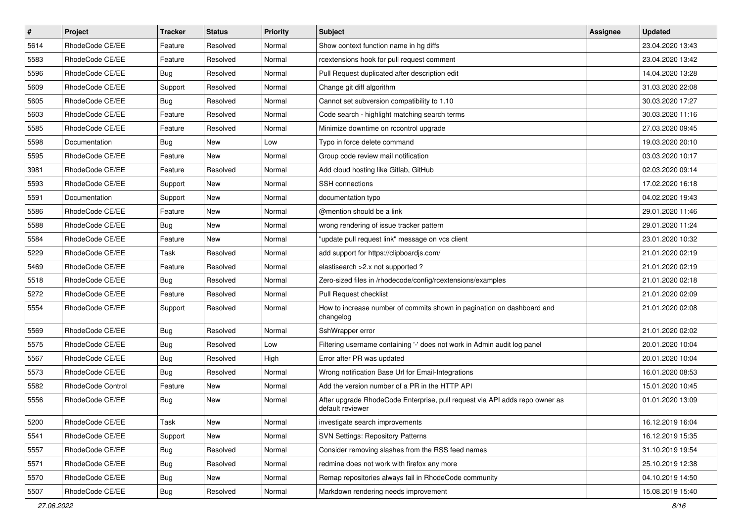| # | Project | Tracker | Status | Priority | Subject | Assignee | Updated |
|---|---|---|---|---|---|---|---|
| 5614 | RhodeCode CE/EE | Feature | Resolved | Normal | Show context function name in hg diffs | | 23.04.2020 13:43 |
| 5583 | RhodeCode CE/EE | Feature | Resolved | Normal | rcextensions hook for pull request comment | | 23.04.2020 13:42 |
| 5596 | RhodeCode CE/EE | Bug | Resolved | Normal | Pull Request duplicated after description edit | | 14.04.2020 13:28 |
| 5609 | RhodeCode CE/EE | Support | Resolved | Normal | Change git diff algorithm | | 31.03.2020 22:08 |
| 5605 | RhodeCode CE/EE | Bug | Resolved | Normal | Cannot set subversion compatibility to 1.10 | | 30.03.2020 17:27 |
| 5603 | RhodeCode CE/EE | Feature | Resolved | Normal | Code search - highlight matching search terms | | 30.03.2020 11:16 |
| 5585 | RhodeCode CE/EE | Feature | Resolved | Normal | Minimize downtime on rccontrol upgrade | | 27.03.2020 09:45 |
| 5598 | Documentation | Bug | New | Low | Typo in force delete command | | 19.03.2020 20:10 |
| 5595 | RhodeCode CE/EE | Feature | New | Normal | Group code review mail notification | | 03.03.2020 10:17 |
| 3981 | RhodeCode CE/EE | Feature | Resolved | Normal | Add cloud hosting like Gitlab, GitHub | | 02.03.2020 09:14 |
| 5593 | RhodeCode CE/EE | Support | New | Normal | SSH connections | | 17.02.2020 16:18 |
| 5591 | Documentation | Support | New | Normal | documentation typo | | 04.02.2020 19:43 |
| 5586 | RhodeCode CE/EE | Feature | New | Normal | @mention should be a link | | 29.01.2020 11:46 |
| 5588 | RhodeCode CE/EE | Bug | New | Normal | wrong rendering of issue tracker pattern | | 29.01.2020 11:24 |
| 5584 | RhodeCode CE/EE | Feature | New | Normal | "update pull request link" message on vcs client | | 23.01.2020 10:32 |
| 5229 | RhodeCode CE/EE | Task | Resolved | Normal | add support for https://clipboardjs.com/ | | 21.01.2020 02:19 |
| 5469 | RhodeCode CE/EE | Feature | Resolved | Normal | elastisearch >2.x not supported ? | | 21.01.2020 02:19 |
| 5518 | RhodeCode CE/EE | Bug | Resolved | Normal | Zero-sized files in /rhodecode/config/rcextensions/examples | | 21.01.2020 02:18 |
| 5272 | RhodeCode CE/EE | Feature | Resolved | Normal | Pull Request checklist | | 21.01.2020 02:09 |
| 5554 | RhodeCode CE/EE | Support | Resolved | Normal | How to increase number of commits shown in pagination on dashboard and changelog | | 21.01.2020 02:08 |
| 5569 | RhodeCode CE/EE | Bug | Resolved | Normal | SshWrapper error | | 21.01.2020 02:02 |
| 5575 | RhodeCode CE/EE | Bug | Resolved | Low | Filtering username containing '-' does not work in Admin audit log panel | | 20.01.2020 10:04 |
| 5567 | RhodeCode CE/EE | Bug | Resolved | High | Error after PR was updated | | 20.01.2020 10:04 |
| 5573 | RhodeCode CE/EE | Bug | Resolved | Normal | Wrong notification Base Url for Email-Integrations | | 16.01.2020 08:53 |
| 5582 | RhodeCode Control | Feature | New | Normal | Add the version number of a PR in the HTTP API | | 15.01.2020 10:45 |
| 5556 | RhodeCode CE/EE | Bug | New | Normal | After upgrade RhodeCode Enterprise, pull request via API adds repo owner as default reviewer | | 01.01.2020 13:09 |
| 5200 | RhodeCode CE/EE | Task | New | Normal | investigate search improvements | | 16.12.2019 16:04 |
| 5541 | RhodeCode CE/EE | Support | New | Normal | SVN Settings: Repository Patterns | | 16.12.2019 15:35 |
| 5557 | RhodeCode CE/EE | Bug | Resolved | Normal | Consider removing slashes from the RSS feed names | | 31.10.2019 19:54 |
| 5571 | RhodeCode CE/EE | Bug | Resolved | Normal | redmine does not work with firefox any more | | 25.10.2019 12:38 |
| 5570 | RhodeCode CE/EE | Bug | New | Normal | Remap repositories always fail in RhodeCode community | | 04.10.2019 14:50 |
| 5507 | RhodeCode CE/EE | Bug | Resolved | Normal | Markdown rendering needs improvement | | 15.08.2019 15:40 |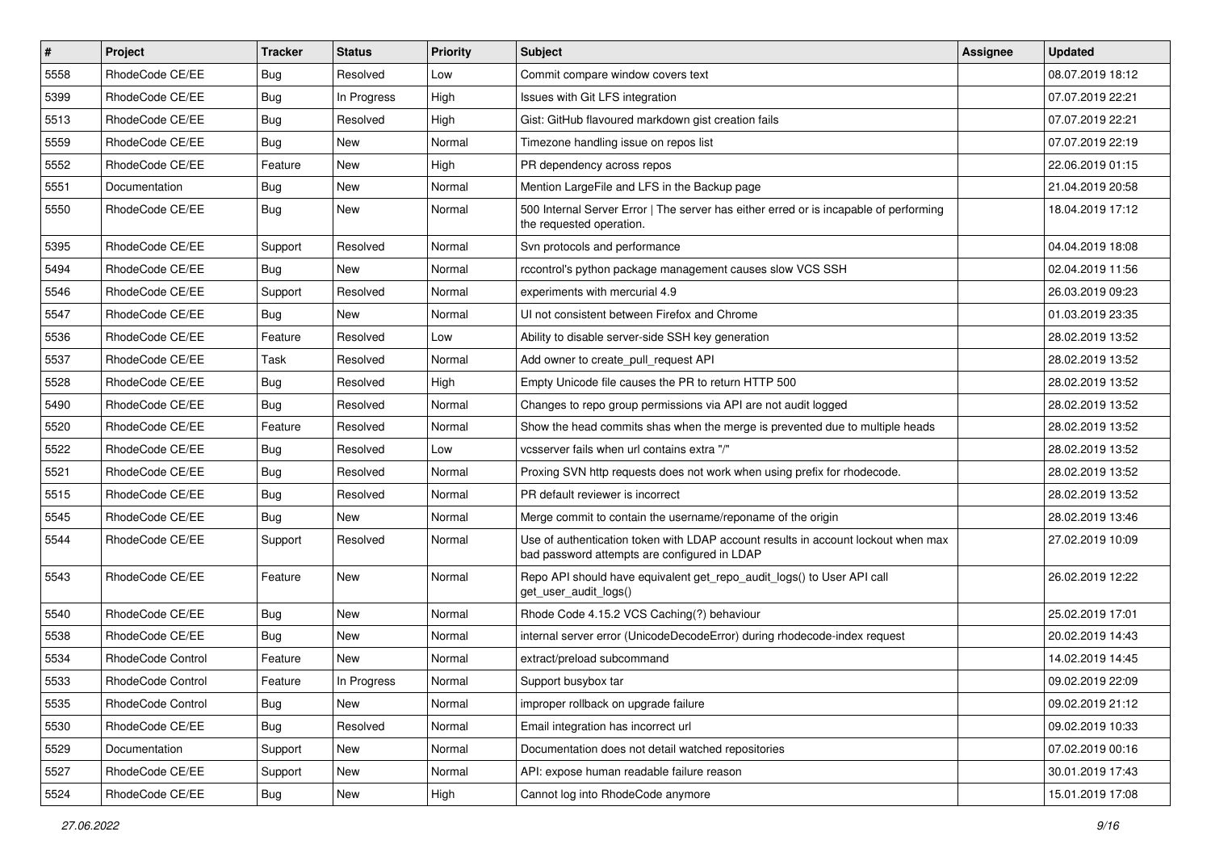| # | Project | Tracker | Status | Priority | Subject | Assignee | Updated |
|---|---|---|---|---|---|---|---|
| 5558 | RhodeCode CE/EE | Bug | Resolved | Low | Commit compare window covers text | | 08.07.2019 18:12 |
| 5399 | RhodeCode CE/EE | Bug | In Progress | High | Issues with Git LFS integration | | 07.07.2019 22:21 |
| 5513 | RhodeCode CE/EE | Bug | Resolved | High | Gist: GitHub flavoured markdown gist creation fails | | 07.07.2019 22:21 |
| 5559 | RhodeCode CE/EE | Bug | New | Normal | Timezone handling issue on repos list | | 07.07.2019 22:19 |
| 5552 | RhodeCode CE/EE | Feature | New | High | PR dependency across repos | | 22.06.2019 01:15 |
| 5551 | Documentation | Bug | New | Normal | Mention LargeFile and LFS in the Backup page | | 21.04.2019 20:58 |
| 5550 | RhodeCode CE/EE | Bug | New | Normal | 500 Internal Server Error \| The server has either erred or is incapable of performing the requested operation. | | 18.04.2019 17:12 |
| 5395 | RhodeCode CE/EE | Support | Resolved | Normal | Svn protocols and performance | | 04.04.2019 18:08 |
| 5494 | RhodeCode CE/EE | Bug | New | Normal | rccontrol's python package management causes slow VCS SSH | | 02.04.2019 11:56 |
| 5546 | RhodeCode CE/EE | Support | Resolved | Normal | experiments with mercurial 4.9 | | 26.03.2019 09:23 |
| 5547 | RhodeCode CE/EE | Bug | New | Normal | UI not consistent between Firefox and Chrome | | 01.03.2019 23:35 |
| 5536 | RhodeCode CE/EE | Feature | Resolved | Low | Ability to disable server-side SSH key generation | | 28.02.2019 13:52 |
| 5537 | RhodeCode CE/EE | Task | Resolved | Normal | Add owner to create_pull_request API | | 28.02.2019 13:52 |
| 5528 | RhodeCode CE/EE | Bug | Resolved | High | Empty Unicode file causes the PR to return HTTP 500 | | 28.02.2019 13:52 |
| 5490 | RhodeCode CE/EE | Bug | Resolved | Normal | Changes to repo group permissions via API are not audit logged | | 28.02.2019 13:52 |
| 5520 | RhodeCode CE/EE | Feature | Resolved | Normal | Show the head commits shas when the merge is prevented due to multiple heads | | 28.02.2019 13:52 |
| 5522 | RhodeCode CE/EE | Bug | Resolved | Low | vcsserver fails when url contains extra "/" | | 28.02.2019 13:52 |
| 5521 | RhodeCode CE/EE | Bug | Resolved | Normal | Proxing SVN http requests does not work when using prefix for rhodecode. | | 28.02.2019 13:52 |
| 5515 | RhodeCode CE/EE | Bug | Resolved | Normal | PR default reviewer is incorrect | | 28.02.2019 13:52 |
| 5545 | RhodeCode CE/EE | Bug | New | Normal | Merge commit to contain the username/reponame of the origin | | 28.02.2019 13:46 |
| 5544 | RhodeCode CE/EE | Support | Resolved | Normal | Use of authentication token with LDAP account results in account lockout when max bad password attempts are configured in LDAP | | 27.02.2019 10:09 |
| 5543 | RhodeCode CE/EE | Feature | New | Normal | Repo API should have equivalent get_repo_audit_logs() to User API call get_user_audit_logs() | | 26.02.2019 12:22 |
| 5540 | RhodeCode CE/EE | Bug | New | Normal | Rhode Code 4.15.2 VCS Caching(?) behaviour | | 25.02.2019 17:01 |
| 5538 | RhodeCode CE/EE | Bug | New | Normal | internal server error (UnicodeDecodeError) during rhodecode-index request | | 20.02.2019 14:43 |
| 5534 | RhodeCode Control | Feature | New | Normal | extract/preload subcommand | | 14.02.2019 14:45 |
| 5533 | RhodeCode Control | Feature | In Progress | Normal | Support busybox tar | | 09.02.2019 22:09 |
| 5535 | RhodeCode Control | Bug | New | Normal | improper rollback on upgrade failure | | 09.02.2019 21:12 |
| 5530 | RhodeCode CE/EE | Bug | Resolved | Normal | Email integration has incorrect url | | 09.02.2019 10:33 |
| 5529 | Documentation | Support | New | Normal | Documentation does not detail watched repositories | | 07.02.2019 00:16 |
| 5527 | RhodeCode CE/EE | Support | New | Normal | API: expose human readable failure reason | | 30.01.2019 17:43 |
| 5524 | RhodeCode CE/EE | Bug | New | High | Cannot log into RhodeCode anymore | | 15.01.2019 17:08 |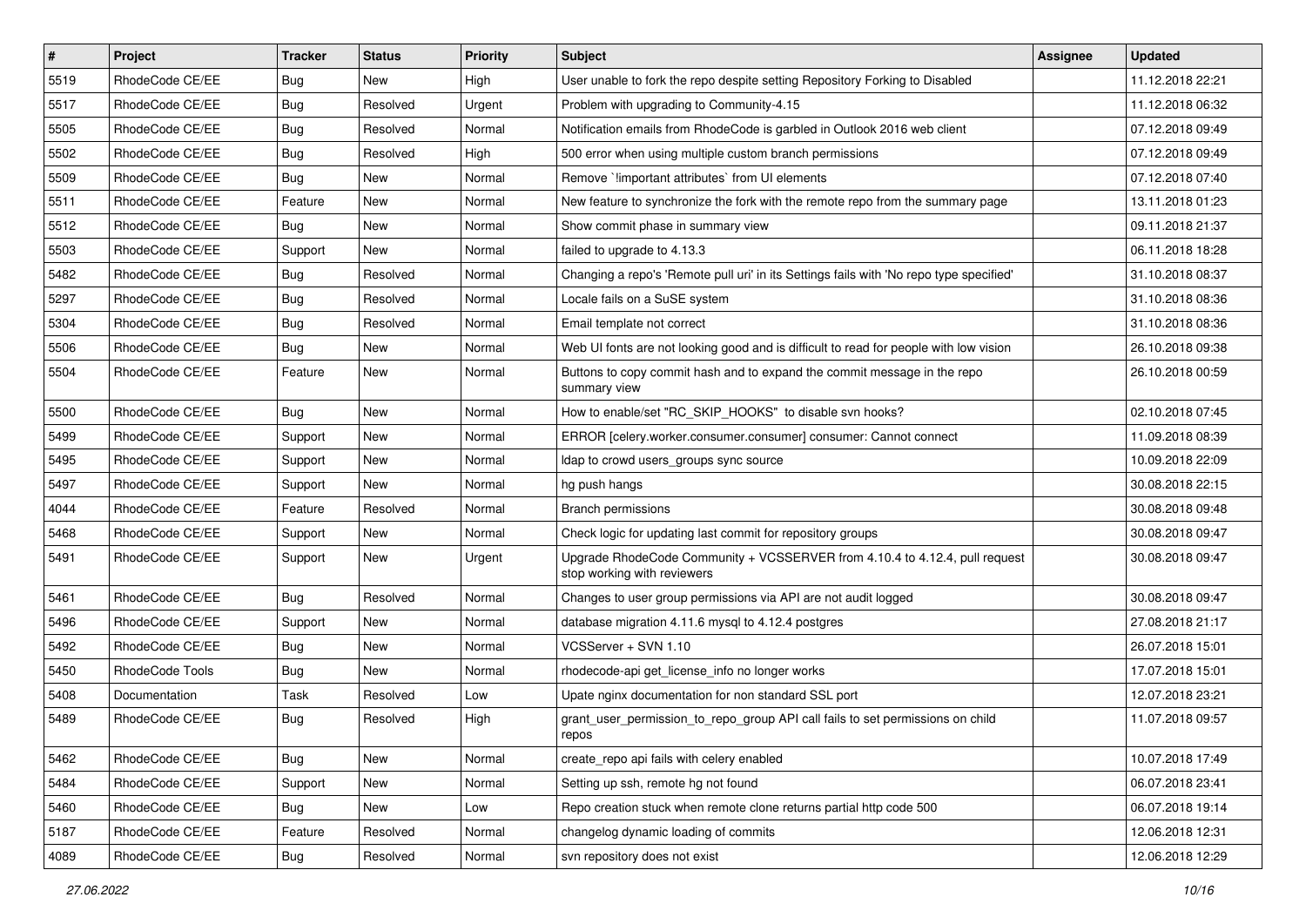| # | Project | Tracker | Status | Priority | Subject | Assignee | Updated |
|---|---|---|---|---|---|---|---|
| 5519 | RhodeCode CE/EE | Bug | New | High | User unable to fork the repo despite setting Repository Forking to Disabled | | 11.12.2018 22:21 |
| 5517 | RhodeCode CE/EE | Bug | Resolved | Urgent | Problem with upgrading to Community-4.15 | | 11.12.2018 06:32 |
| 5505 | RhodeCode CE/EE | Bug | Resolved | Normal | Notification emails from RhodeCode is garbled in Outlook 2016 web client | | 07.12.2018 09:49 |
| 5502 | RhodeCode CE/EE | Bug | Resolved | High | 500 error when using multiple custom branch permissions | | 07.12.2018 09:49 |
| 5509 | RhodeCode CE/EE | Bug | New | Normal | Remove `!important attributes` from UI elements | | 07.12.2018 07:40 |
| 5511 | RhodeCode CE/EE | Feature | New | Normal | New feature to synchronize the fork with the remote repo from the summary page | | 13.11.2018 01:23 |
| 5512 | RhodeCode CE/EE | Bug | New | Normal | Show commit phase in summary view | | 09.11.2018 21:37 |
| 5503 | RhodeCode CE/EE | Support | New | Normal | failed to upgrade to 4.13.3 | | 06.11.2018 18:28 |
| 5482 | RhodeCode CE/EE | Bug | Resolved | Normal | Changing a repo's 'Remote pull uri' in its Settings fails with 'No repo type specified' | | 31.10.2018 08:37 |
| 5297 | RhodeCode CE/EE | Bug | Resolved | Normal | Locale fails on a SuSE system | | 31.10.2018 08:36 |
| 5304 | RhodeCode CE/EE | Bug | Resolved | Normal | Email template not correct | | 31.10.2018 08:36 |
| 5506 | RhodeCode CE/EE | Bug | New | Normal | Web UI fonts are not looking good and is difficult to read for people with low vision | | 26.10.2018 09:38 |
| 5504 | RhodeCode CE/EE | Feature | New | Normal | Buttons to copy commit hash and to expand the commit message in the repo summary view | | 26.10.2018 00:59 |
| 5500 | RhodeCode CE/EE | Bug | New | Normal | How to enable/set "RC_SKIP_HOOKS" to disable svn hooks? | | 02.10.2018 07:45 |
| 5499 | RhodeCode CE/EE | Support | New | Normal | ERROR [celery.worker.consumer.consumer] consumer: Cannot connect | | 11.09.2018 08:39 |
| 5495 | RhodeCode CE/EE | Support | New | Normal | ldap to crowd users_groups sync source | | 10.09.2018 22:09 |
| 5497 | RhodeCode CE/EE | Support | New | Normal | hg push hangs | | 30.08.2018 22:15 |
| 4044 | RhodeCode CE/EE | Feature | Resolved | Normal | Branch permissions | | 30.08.2018 09:48 |
| 5468 | RhodeCode CE/EE | Support | New | Normal | Check logic for updating last commit for repository groups | | 30.08.2018 09:47 |
| 5491 | RhodeCode CE/EE | Support | New | Urgent | Upgrade RhodeCode Community + VCSSERVER from 4.10.4 to 4.12.4, pull request stop working with reviewers | | 30.08.2018 09:47 |
| 5461 | RhodeCode CE/EE | Bug | Resolved | Normal | Changes to user group permissions via API are not audit logged | | 30.08.2018 09:47 |
| 5496 | RhodeCode CE/EE | Support | New | Normal | database migration 4.11.6 mysql to 4.12.4 postgres | | 27.08.2018 21:17 |
| 5492 | RhodeCode CE/EE | Bug | New | Normal | VCSServer + SVN 1.10 | | 26.07.2018 15:01 |
| 5450 | RhodeCode Tools | Bug | New | Normal | rhodecode-api get_license_info no longer works | | 17.07.2018 15:01 |
| 5408 | Documentation | Task | Resolved | Low | Upate nginx documentation for non standard SSL port | | 12.07.2018 23:21 |
| 5489 | RhodeCode CE/EE | Bug | Resolved | High | grant_user_permission_to_repo_group API call fails to set permissions on child repos | | 11.07.2018 09:57 |
| 5462 | RhodeCode CE/EE | Bug | New | Normal | create_repo api fails with celery enabled | | 10.07.2018 17:49 |
| 5484 | RhodeCode CE/EE | Support | New | Normal | Setting up ssh, remote hg not found | | 06.07.2018 23:41 |
| 5460 | RhodeCode CE/EE | Bug | New | Low | Repo creation stuck when remote clone returns partial http code 500 | | 06.07.2018 19:14 |
| 5187 | RhodeCode CE/EE | Feature | Resolved | Normal | changelog dynamic loading of commits | | 12.06.2018 12:31 |
| 4089 | RhodeCode CE/EE | Bug | Resolved | Normal | svn repository does not exist | | 12.06.2018 12:29 |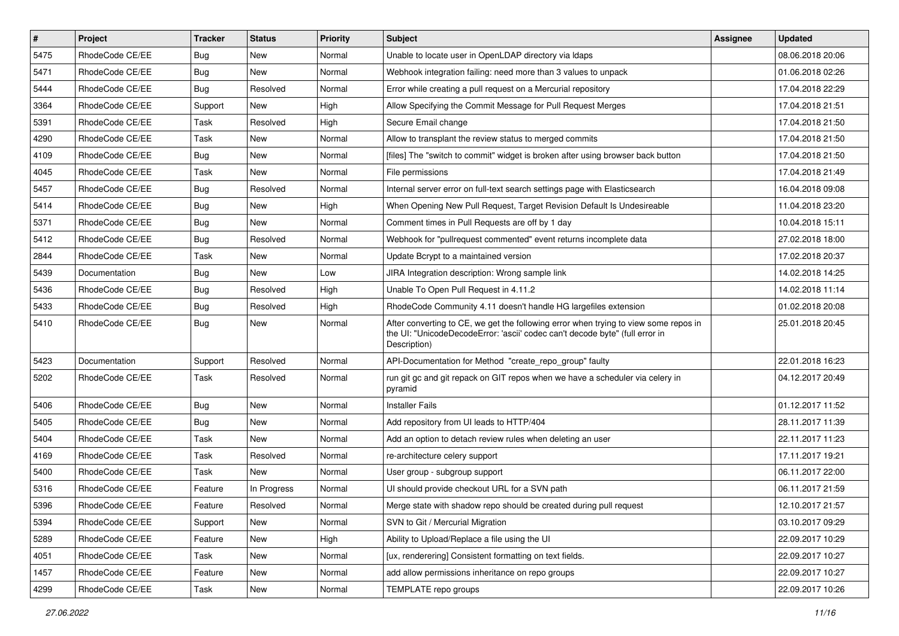| # | Project | Tracker | Status | Priority | Subject | Assignee | Updated |
|---|---|---|---|---|---|---|---|
| 5475 | RhodeCode CE/EE | Bug | New | Normal | Unable to locate user in OpenLDAP directory via ldaps | | 08.06.2018 20:06 |
| 5471 | RhodeCode CE/EE | Bug | New | Normal | Webhook integration failing: need more than 3 values to unpack | | 01.06.2018 02:26 |
| 5444 | RhodeCode CE/EE | Bug | Resolved | Normal | Error while creating a pull request on a Mercurial repository | | 17.04.2018 22:29 |
| 3364 | RhodeCode CE/EE | Support | New | High | Allow Specifying the Commit Message for Pull Request Merges | | 17.04.2018 21:51 |
| 5391 | RhodeCode CE/EE | Task | Resolved | High | Secure Email change | | 17.04.2018 21:50 |
| 4290 | RhodeCode CE/EE | Task | New | Normal | Allow to transplant the review status to merged commits | | 17.04.2018 21:50 |
| 4109 | RhodeCode CE/EE | Bug | New | Normal | [files] The "switch to commit" widget is broken after using browser back button | | 17.04.2018 21:50 |
| 4045 | RhodeCode CE/EE | Task | New | Normal | File permissions | | 17.04.2018 21:49 |
| 5457 | RhodeCode CE/EE | Bug | Resolved | Normal | Internal server error on full-text search settings page with Elasticsearch | | 16.04.2018 09:08 |
| 5414 | RhodeCode CE/EE | Bug | New | High | When Opening New Pull Request, Target Revision Default Is Undesireable | | 11.04.2018 23:20 |
| 5371 | RhodeCode CE/EE | Bug | New | Normal | Comment times in Pull Requests are off by 1 day | | 10.04.2018 15:11 |
| 5412 | RhodeCode CE/EE | Bug | Resolved | Normal | Webhook for "pullrequest commented" event returns incomplete data | | 27.02.2018 18:00 |
| 2844 | RhodeCode CE/EE | Task | New | Normal | Update Bcrypt to a maintained version | | 17.02.2018 20:37 |
| 5439 | Documentation | Bug | New | Low | JIRA Integration description: Wrong sample link | | 14.02.2018 14:25 |
| 5436 | RhodeCode CE/EE | Bug | Resolved | High | Unable To Open Pull Request in 4.11.2 | | 14.02.2018 11:14 |
| 5433 | RhodeCode CE/EE | Bug | Resolved | High | RhodeCode Community 4.11 doesn't handle HG largefiles extension | | 01.02.2018 20:08 |
| 5410 | RhodeCode CE/EE | Bug | New | Normal | After converting to CE, we get the following error when trying to view some repos in the UI: "UnicodeDecodeError: 'ascii' codec can't decode byte" (full error in Description) | | 25.01.2018 20:45 |
| 5423 | Documentation | Support | Resolved | Normal | API-Documentation for Method "create_repo_group" faulty | | 22.01.2018 16:23 |
| 5202 | RhodeCode CE/EE | Task | Resolved | Normal | run git gc and git repack on GIT repos when we have a scheduler via celery in pyramid | | 04.12.2017 20:49 |
| 5406 | RhodeCode CE/EE | Bug | New | Normal | Installer Fails | | 01.12.2017 11:52 |
| 5405 | RhodeCode CE/EE | Bug | New | Normal | Add repository from UI leads to HTTP/404 | | 28.11.2017 11:39 |
| 5404 | RhodeCode CE/EE | Task | New | Normal | Add an option to detach review rules when deleting an user | | 22.11.2017 11:23 |
| 4169 | RhodeCode CE/EE | Task | Resolved | Normal | re-architecture celery support | | 17.11.2017 19:21 |
| 5400 | RhodeCode CE/EE | Task | New | Normal | User group - subgroup support | | 06.11.2017 22:00 |
| 5316 | RhodeCode CE/EE | Feature | In Progress | Normal | UI should provide checkout URL for a SVN path | | 06.11.2017 21:59 |
| 5396 | RhodeCode CE/EE | Feature | Resolved | Normal | Merge state with shadow repo should be created during pull request | | 12.10.2017 21:57 |
| 5394 | RhodeCode CE/EE | Support | New | Normal | SVN to Git / Mercurial Migration | | 03.10.2017 09:29 |
| 5289 | RhodeCode CE/EE | Feature | New | High | Ability to Upload/Replace a file using the UI | | 22.09.2017 10:29 |
| 4051 | RhodeCode CE/EE | Task | New | Normal | [ux, renderering] Consistent formatting on text fields. | | 22.09.2017 10:27 |
| 1457 | RhodeCode CE/EE | Feature | New | Normal | add allow permissions inheritance on repo groups | | 22.09.2017 10:27 |
| 4299 | RhodeCode CE/EE | Task | New | Normal | TEMPLATE repo groups | | 22.09.2017 10:26 |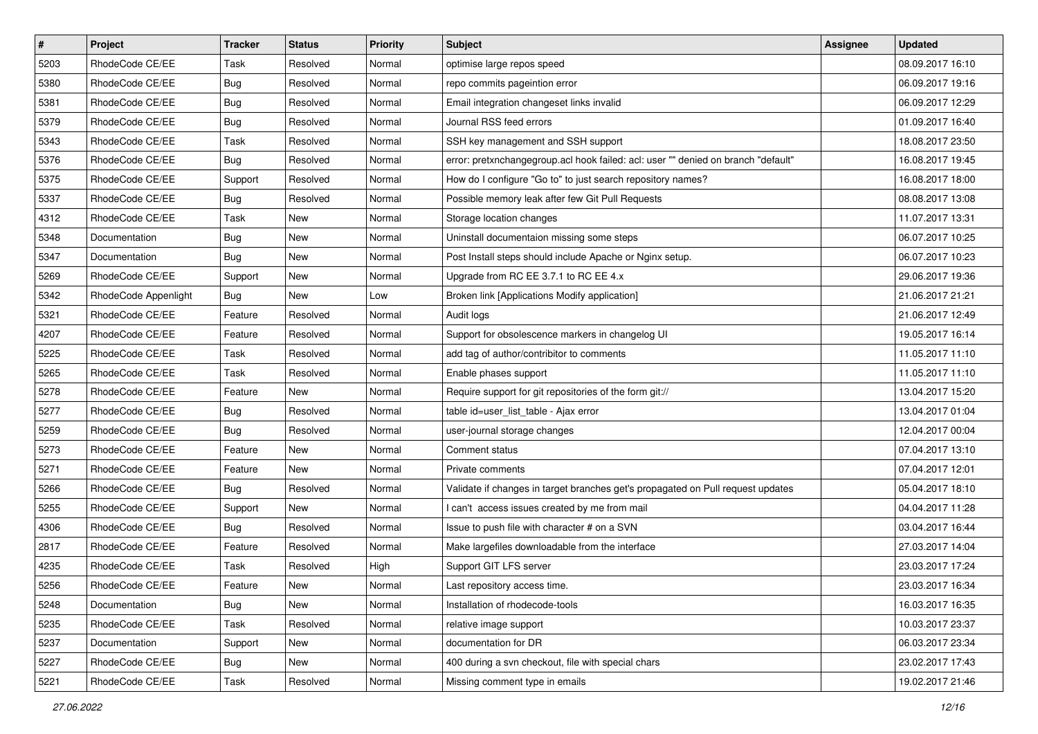| # | Project | Tracker | Status | Priority | Subject | Assignee | Updated |
|---|---|---|---|---|---|---|---|
| 5203 | RhodeCode CE/EE | Task | Resolved | Normal | optimise large repos speed | | 08.09.2017 16:10 |
| 5380 | RhodeCode CE/EE | Bug | Resolved | Normal | repo commits pageintion error | | 06.09.2017 19:16 |
| 5381 | RhodeCode CE/EE | Bug | Resolved | Normal | Email integration changeset links invalid | | 06.09.2017 12:29 |
| 5379 | RhodeCode CE/EE | Bug | Resolved | Normal | Journal RSS feed errors | | 01.09.2017 16:40 |
| 5343 | RhodeCode CE/EE | Task | Resolved | Normal | SSH key management and SSH support | | 18.08.2017 23:50 |
| 5376 | RhodeCode CE/EE | Bug | Resolved | Normal | error: pretxnchangegroup.acl hook failed: acl: user "" denied on branch "default" | | 16.08.2017 19:45 |
| 5375 | RhodeCode CE/EE | Support | Resolved | Normal | How do I configure "Go to" to just search repository names? | | 16.08.2017 18:00 |
| 5337 | RhodeCode CE/EE | Bug | Resolved | Normal | Possible memory leak after few Git Pull Requests | | 08.08.2017 13:08 |
| 4312 | RhodeCode CE/EE | Task | New | Normal | Storage location changes | | 11.07.2017 13:31 |
| 5348 | Documentation | Bug | New | Normal | Uninstall documentaion missing some steps | | 06.07.2017 10:25 |
| 5347 | Documentation | Bug | New | Normal | Post Install steps should include Apache or Nginx setup. | | 06.07.2017 10:23 |
| 5269 | RhodeCode CE/EE | Support | New | Normal | Upgrade from RC EE 3.7.1 to RC EE 4.x | | 29.06.2017 19:36 |
| 5342 | RhodeCode Appenlight | Bug | New | Low | Broken link [Applications Modify application] | | 21.06.2017 21:21 |
| 5321 | RhodeCode CE/EE | Feature | Resolved | Normal | Audit logs | | 21.06.2017 12:49 |
| 4207 | RhodeCode CE/EE | Feature | Resolved | Normal | Support for obsolescence markers in changelog UI | | 19.05.2017 16:14 |
| 5225 | RhodeCode CE/EE | Task | Resolved | Normal | add tag of author/contribitor to comments | | 11.05.2017 11:10 |
| 5265 | RhodeCode CE/EE | Task | Resolved | Normal | Enable phases support | | 11.05.2017 11:10 |
| 5278 | RhodeCode CE/EE | Feature | New | Normal | Require support for git repositories of the form git:// | | 13.04.2017 15:20 |
| 5277 | RhodeCode CE/EE | Bug | Resolved | Normal | table id=user_list_table - Ajax error | | 13.04.2017 01:04 |
| 5259 | RhodeCode CE/EE | Bug | Resolved | Normal | user-journal storage changes | | 12.04.2017 00:04 |
| 5273 | RhodeCode CE/EE | Feature | New | Normal | Comment status | | 07.04.2017 13:10 |
| 5271 | RhodeCode CE/EE | Feature | New | Normal | Private comments | | 07.04.2017 12:01 |
| 5266 | RhodeCode CE/EE | Bug | Resolved | Normal | Validate if changes in target branches get's propagated on Pull request updates | | 05.04.2017 18:10 |
| 5255 | RhodeCode CE/EE | Support | New | Normal | I can't access issues created by me from mail | | 04.04.2017 11:28 |
| 4306 | RhodeCode CE/EE | Bug | Resolved | Normal | Issue to push file with character # on a SVN | | 03.04.2017 16:44 |
| 2817 | RhodeCode CE/EE | Feature | Resolved | Normal | Make largefiles downloadable from the interface | | 27.03.2017 14:04 |
| 4235 | RhodeCode CE/EE | Task | Resolved | High | Support GIT LFS server | | 23.03.2017 17:24 |
| 5256 | RhodeCode CE/EE | Feature | New | Normal | Last repository access time. | | 23.03.2017 16:34 |
| 5248 | Documentation | Bug | New | Normal | Installation of rhodecode-tools | | 16.03.2017 16:35 |
| 5235 | RhodeCode CE/EE | Task | Resolved | Normal | relative image support | | 10.03.2017 23:37 |
| 5237 | Documentation | Support | New | Normal | documentation for DR | | 06.03.2017 23:34 |
| 5227 | RhodeCode CE/EE | Bug | New | Normal | 400 during a svn checkout, file with special chars | | 23.02.2017 17:43 |
| 5221 | RhodeCode CE/EE | Task | Resolved | Normal | Missing comment type in emails | | 19.02.2017 21:46 |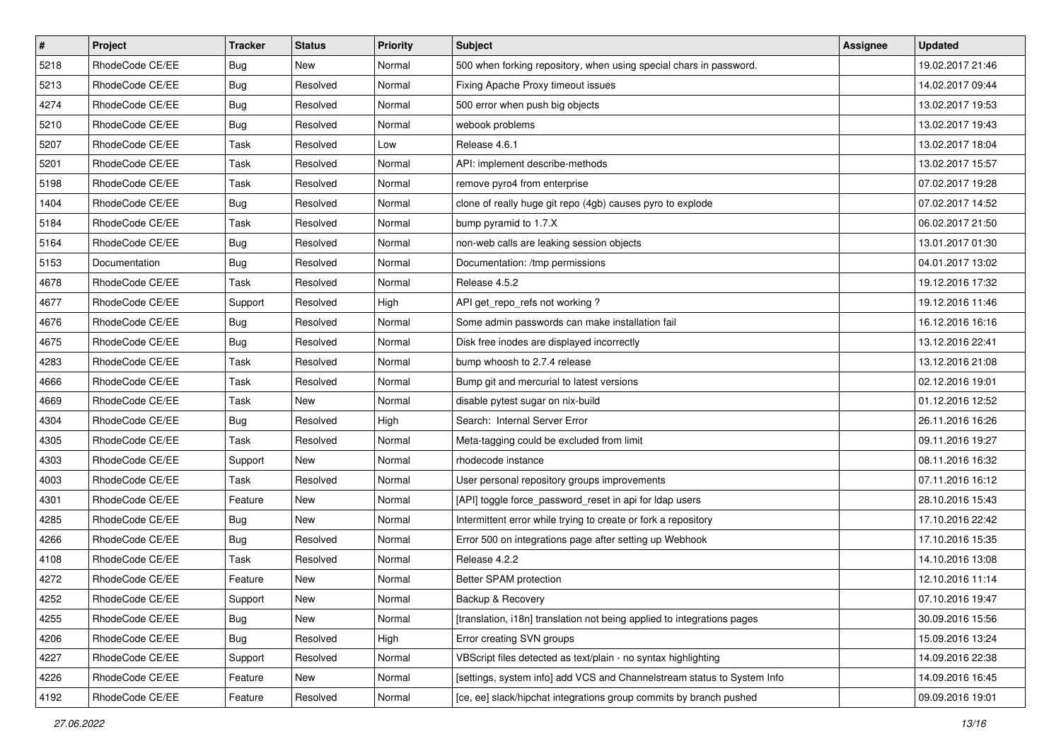| # | Project | Tracker | Status | Priority | Subject | Assignee | Updated |
|---|---|---|---|---|---|---|---|
| 5218 | RhodeCode CE/EE | Bug | New | Normal | 500 when forking repository, when using special chars in password. | | 19.02.2017 21:46 |
| 5213 | RhodeCode CE/EE | Bug | Resolved | Normal | Fixing Apache Proxy timeout issues | | 14.02.2017 09:44 |
| 4274 | RhodeCode CE/EE | Bug | Resolved | Normal | 500 error when push big objects | | 13.02.2017 19:53 |
| 5210 | RhodeCode CE/EE | Bug | Resolved | Normal | webook problems | | 13.02.2017 19:43 |
| 5207 | RhodeCode CE/EE | Task | Resolved | Low | Release 4.6.1 | | 13.02.2017 18:04 |
| 5201 | RhodeCode CE/EE | Task | Resolved | Normal | API: implement describe-methods | | 13.02.2017 15:57 |
| 5198 | RhodeCode CE/EE | Task | Resolved | Normal | remove pyro4 from enterprise | | 07.02.2017 19:28 |
| 1404 | RhodeCode CE/EE | Bug | Resolved | Normal | clone of really huge git repo (4gb) causes pyro to explode | | 07.02.2017 14:52 |
| 5184 | RhodeCode CE/EE | Task | Resolved | Normal | bump pyramid to 1.7.X | | 06.02.2017 21:50 |
| 5164 | RhodeCode CE/EE | Bug | Resolved | Normal | non-web calls are leaking session objects | | 13.01.2017 01:30 |
| 5153 | Documentation | Bug | Resolved | Normal | Documentation: /tmp permissions | | 04.01.2017 13:02 |
| 4678 | RhodeCode CE/EE | Task | Resolved | Normal | Release 4.5.2 | | 19.12.2016 17:32 |
| 4677 | RhodeCode CE/EE | Support | Resolved | High | API get_repo_refs not working ? | | 19.12.2016 11:46 |
| 4676 | RhodeCode CE/EE | Bug | Resolved | Normal | Some admin passwords can make installation fail | | 16.12.2016 16:16 |
| 4675 | RhodeCode CE/EE | Bug | Resolved | Normal | Disk free inodes are displayed incorrectly | | 13.12.2016 22:41 |
| 4283 | RhodeCode CE/EE | Task | Resolved | Normal | bump whoosh to 2.7.4 release | | 13.12.2016 21:08 |
| 4666 | RhodeCode CE/EE | Task | Resolved | Normal | Bump git and mercurial to latest versions | | 02.12.2016 19:01 |
| 4669 | RhodeCode CE/EE | Task | New | Normal | disable pytest sugar on nix-build | | 01.12.2016 12:52 |
| 4304 | RhodeCode CE/EE | Bug | Resolved | High | Search: Internal Server Error | | 26.11.2016 16:26 |
| 4305 | RhodeCode CE/EE | Task | Resolved | Normal | Meta-tagging could be excluded from limit | | 09.11.2016 19:27 |
| 4303 | RhodeCode CE/EE | Support | New | Normal | rhodecode instance | | 08.11.2016 16:32 |
| 4003 | RhodeCode CE/EE | Task | Resolved | Normal | User personal repository groups improvements | | 07.11.2016 16:12 |
| 4301 | RhodeCode CE/EE | Feature | New | Normal | [API] toggle force_password_reset in api for ldap users | | 28.10.2016 15:43 |
| 4285 | RhodeCode CE/EE | Bug | New | Normal | Intermittent error while trying to create or fork a repository | | 17.10.2016 22:42 |
| 4266 | RhodeCode CE/EE | Bug | Resolved | Normal | Error 500 on integrations page after setting up Webhook | | 17.10.2016 15:35 |
| 4108 | RhodeCode CE/EE | Task | Resolved | Normal | Release 4.2.2 | | 14.10.2016 13:08 |
| 4272 | RhodeCode CE/EE | Feature | New | Normal | Better SPAM protection | | 12.10.2016 11:14 |
| 4252 | RhodeCode CE/EE | Support | New | Normal | Backup & Recovery | | 07.10.2016 19:47 |
| 4255 | RhodeCode CE/EE | Bug | New | Normal | [translation, i18n] translation not being applied to integrations pages | | 30.09.2016 15:56 |
| 4206 | RhodeCode CE/EE | Bug | Resolved | High | Error creating SVN groups | | 15.09.2016 13:24 |
| 4227 | RhodeCode CE/EE | Support | Resolved | Normal | VBScript files detected as text/plain - no syntax highlighting | | 14.09.2016 22:38 |
| 4226 | RhodeCode CE/EE | Feature | New | Normal | [settings, system info] add VCS and Channelstream status to System Info | | 14.09.2016 16:45 |
| 4192 | RhodeCode CE/EE | Feature | Resolved | Normal | [ce, ee] slack/hipchat integrations group commits by branch pushed | | 09.09.2016 19:01 |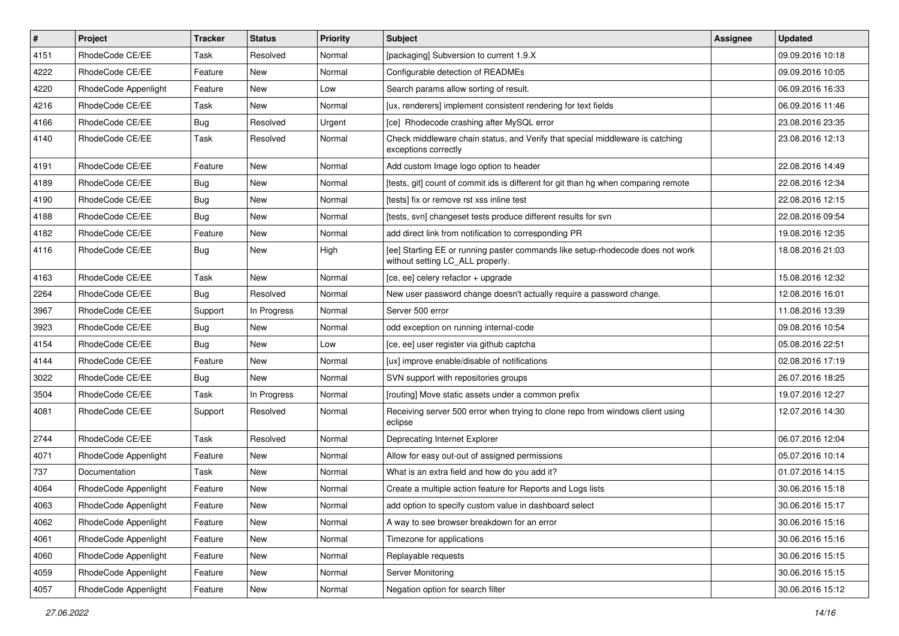| # | Project | Tracker | Status | Priority | Subject | Assignee | Updated |
|---|---|---|---|---|---|---|---|
| 4151 | RhodeCode CE/EE | Task | Resolved | Normal | [packaging] Subversion to current 1.9.X | | 09.09.2016 10:18 |
| 4222 | RhodeCode CE/EE | Feature | New | Normal | Configurable detection of READMEs | | 09.09.2016 10:05 |
| 4220 | RhodeCode Appenlight | Feature | New | Low | Search params allow sorting of result. | | 06.09.2016 16:33 |
| 4216 | RhodeCode CE/EE | Task | New | Normal | [ux, renderers] implement consistent rendering for text fields | | 06.09.2016 11:46 |
| 4166 | RhodeCode CE/EE | Bug | Resolved | Urgent | [ce] Rhodecode crashing after MySQL error | | 23.08.2016 23:35 |
| 4140 | RhodeCode CE/EE | Task | Resolved | Normal | Check middleware chain status, and Verify that special middleware is catching exceptions correctly | | 23.08.2016 12:13 |
| 4191 | RhodeCode CE/EE | Feature | New | Normal | Add custom Image logo option to header | | 22.08.2016 14:49 |
| 4189 | RhodeCode CE/EE | Bug | New | Normal | [tests, git] count of commit ids is different for git than hg when comparing remote | | 22.08.2016 12:34 |
| 4190 | RhodeCode CE/EE | Bug | New | Normal | [tests] fix or remove rst xss inline test | | 22.08.2016 12:15 |
| 4188 | RhodeCode CE/EE | Bug | New | Normal | [tests, svn] changeset tests produce different results for svn | | 22.08.2016 09:54 |
| 4182 | RhodeCode CE/EE | Feature | New | Normal | add direct link from notification to corresponding PR | | 19.08.2016 12:35 |
| 4116 | RhodeCode CE/EE | Bug | New | High | [ee] Starting EE or running paster commands like setup-rhodecode does not work without setting LC_ALL properly. | | 18.08.2016 21:03 |
| 4163 | RhodeCode CE/EE | Task | New | Normal | [ce, ee] celery refactor + upgrade | | 15.08.2016 12:32 |
| 2264 | RhodeCode CE/EE | Bug | Resolved | Normal | New user password change doesn't actually require a password change. | | 12.08.2016 16:01 |
| 3967 | RhodeCode CE/EE | Support | In Progress | Normal | Server 500 error | | 11.08.2016 13:39 |
| 3923 | RhodeCode CE/EE | Bug | New | Normal | odd exception on running internal-code | | 09.08.2016 10:54 |
| 4154 | RhodeCode CE/EE | Bug | New | Low | [ce, ee] user register via github captcha | | 05.08.2016 22:51 |
| 4144 | RhodeCode CE/EE | Feature | New | Normal | [ux] improve enable/disable of notifications | | 02.08.2016 17:19 |
| 3022 | RhodeCode CE/EE | Bug | New | Normal | SVN support with repositories groups | | 26.07.2016 18:25 |
| 3504 | RhodeCode CE/EE | Task | In Progress | Normal | [routing] Move static assets under a common prefix | | 19.07.2016 12:27 |
| 4081 | RhodeCode CE/EE | Support | Resolved | Normal | Receiving server 500 error when trying to clone repo from windows client using eclipse | | 12.07.2016 14:30 |
| 2744 | RhodeCode CE/EE | Task | Resolved | Normal | Deprecating Internet Explorer | | 06.07.2016 12:04 |
| 4071 | RhodeCode Appenlight | Feature | New | Normal | Allow for easy out-out of assigned permissions | | 05.07.2016 10:14 |
| 737 | Documentation | Task | New | Normal | What is an extra field and how do you add it? | | 01.07.2016 14:15 |
| 4064 | RhodeCode Appenlight | Feature | New | Normal | Create a multiple action feature for Reports and Logs lists | | 30.06.2016 15:18 |
| 4063 | RhodeCode Appenlight | Feature | New | Normal | add option to specify custom value in dashboard select | | 30.06.2016 15:17 |
| 4062 | RhodeCode Appenlight | Feature | New | Normal | A way to see browser breakdown for an error | | 30.06.2016 15:16 |
| 4061 | RhodeCode Appenlight | Feature | New | Normal | Timezone for applications | | 30.06.2016 15:16 |
| 4060 | RhodeCode Appenlight | Feature | New | Normal | Replayable requests | | 30.06.2016 15:15 |
| 4059 | RhodeCode Appenlight | Feature | New | Normal | Server Monitoring | | 30.06.2016 15:15 |
| 4057 | RhodeCode Appenlight | Feature | New | Normal | Negation option for search filter | | 30.06.2016 15:12 |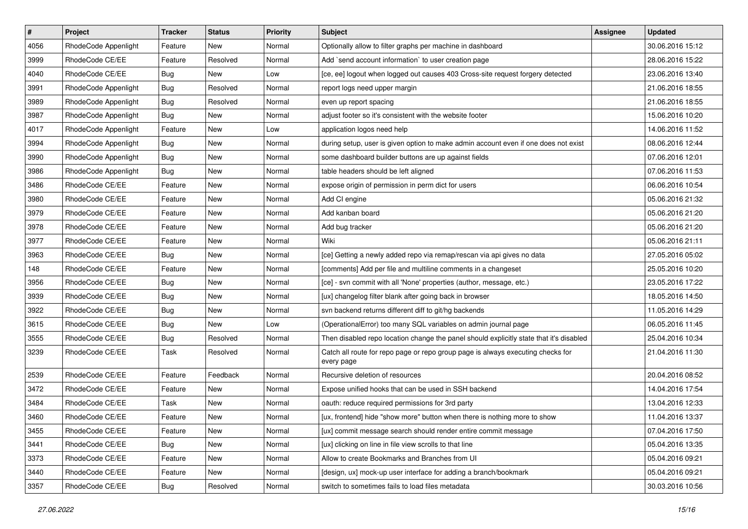| # | Project | Tracker | Status | Priority | Subject | Assignee | Updated |
|---|---|---|---|---|---|---|---|
| 4056 | RhodeCode Appenlight | Feature | New | Normal | Optionally allow to filter graphs per machine in dashboard | | 30.06.2016 15:12 |
| 3999 | RhodeCode CE/EE | Feature | Resolved | Normal | Add `send account information` to user creation page | | 28.06.2016 15:22 |
| 4040 | RhodeCode CE/EE | Bug | New | Low | [ce, ee] logout when logged out causes 403 Cross-site request forgery detected | | 23.06.2016 13:40 |
| 3991 | RhodeCode Appenlight | Bug | Resolved | Normal | report logs need upper margin | | 21.06.2016 18:55 |
| 3989 | RhodeCode Appenlight | Bug | Resolved | Normal | even up report spacing | | 21.06.2016 18:55 |
| 3987 | RhodeCode Appenlight | Bug | New | Normal | adjust footer so it's consistent with the website footer | | 15.06.2016 10:20 |
| 4017 | RhodeCode Appenlight | Feature | New | Low | application logos need help | | 14.06.2016 11:52 |
| 3994 | RhodeCode Appenlight | Bug | New | Normal | during setup, user is given option to make admin account even if one does not exist | | 08.06.2016 12:44 |
| 3990 | RhodeCode Appenlight | Bug | New | Normal | some dashboard builder buttons are up against fields | | 07.06.2016 12:01 |
| 3986 | RhodeCode Appenlight | Bug | New | Normal | table headers should be left aligned | | 07.06.2016 11:53 |
| 3486 | RhodeCode CE/EE | Feature | New | Normal | expose origin of permission in perm dict for users | | 06.06.2016 10:54 |
| 3980 | RhodeCode CE/EE | Feature | New | Normal | Add CI engine | | 05.06.2016 21:32 |
| 3979 | RhodeCode CE/EE | Feature | New | Normal | Add kanban board | | 05.06.2016 21:20 |
| 3978 | RhodeCode CE/EE | Feature | New | Normal | Add bug tracker | | 05.06.2016 21:20 |
| 3977 | RhodeCode CE/EE | Feature | New | Normal | Wiki | | 05.06.2016 21:11 |
| 3963 | RhodeCode CE/EE | Bug | New | Normal | [ce] Getting a newly added repo via remap/rescan via api gives no data | | 27.05.2016 05:02 |
| 148 | RhodeCode CE/EE | Feature | New | Normal | [comments] Add per file and multiline comments in a changeset | | 25.05.2016 10:20 |
| 3956 | RhodeCode CE/EE | Bug | New | Normal | [ce] - svn commit with all 'None' properties (author, message, etc.) | | 23.05.2016 17:22 |
| 3939 | RhodeCode CE/EE | Bug | New | Normal | [ux] changelog filter blank after going back in browser | | 18.05.2016 14:50 |
| 3922 | RhodeCode CE/EE | Bug | New | Normal | svn backend returns different diff to git/hg backends | | 11.05.2016 14:29 |
| 3615 | RhodeCode CE/EE | Bug | New | Low | (OperationalError) too many SQL variables on admin journal page | | 06.05.2016 11:45 |
| 3555 | RhodeCode CE/EE | Bug | Resolved | Normal | Then disabled repo location change the panel should explicitly state that it's disabled | | 25.04.2016 10:34 |
| 3239 | RhodeCode CE/EE | Task | Resolved | Normal | Catch all route for repo page or repo group page is always executing checks for every page | | 21.04.2016 11:30 |
| 2539 | RhodeCode CE/EE | Feature | Feedback | Normal | Recursive deletion of resources | | 20.04.2016 08:52 |
| 3472 | RhodeCode CE/EE | Feature | New | Normal | Expose unified hooks that can be used in SSH backend | | 14.04.2016 17:54 |
| 3484 | RhodeCode CE/EE | Task | New | Normal | oauth: reduce required permissions for 3rd party | | 13.04.2016 12:33 |
| 3460 | RhodeCode CE/EE | Feature | New | Normal | [ux, frontend] hide "show more" button when there is nothing more to show | | 11.04.2016 13:37 |
| 3455 | RhodeCode CE/EE | Feature | New | Normal | [ux] commit message search should render entire commit message | | 07.04.2016 17:50 |
| 3441 | RhodeCode CE/EE | Bug | New | Normal | [ux] clicking on line in file view scrolls to that line | | 05.04.2016 13:35 |
| 3373 | RhodeCode CE/EE | Feature | New | Normal | Allow to create Bookmarks and Branches from UI | | 05.04.2016 09:21 |
| 3440 | RhodeCode CE/EE | Feature | New | Normal | [design, ux] mock-up user interface for adding a branch/bookmark | | 05.04.2016 09:21 |
| 3357 | RhodeCode CE/EE | Bug | Resolved | Normal | switch to sometimes fails to load files metadata | | 30.03.2016 10:56 |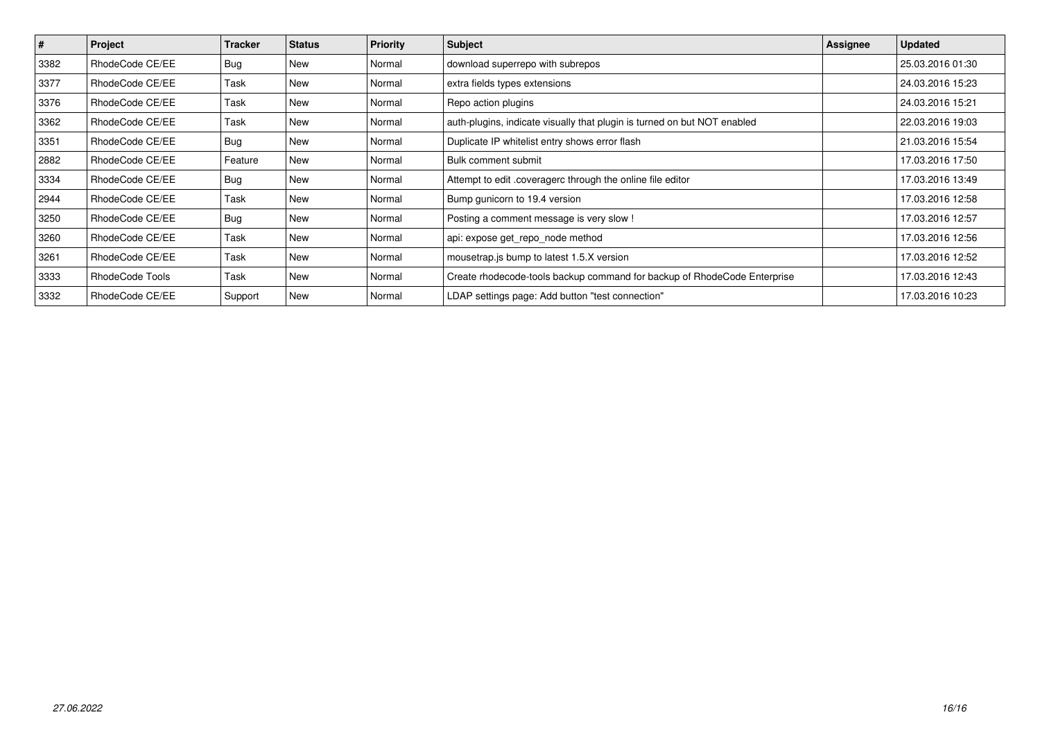| # | Project | Tracker | Status | Priority | Subject | Assignee | Updated |
|---|---|---|---|---|---|---|---|
| 3382 | RhodeCode CE/EE | Bug | New | Normal | download superrepo with subrepos | | 25.03.2016 01:30 |
| 3377 | RhodeCode CE/EE | Task | New | Normal | extra fields types extensions | | 24.03.2016 15:23 |
| 3376 | RhodeCode CE/EE | Task | New | Normal | Repo action plugins | | 24.03.2016 15:21 |
| 3362 | RhodeCode CE/EE | Task | New | Normal | auth-plugins, indicate visually that plugin is turned on but NOT enabled | | 22.03.2016 19:03 |
| 3351 | RhodeCode CE/EE | Bug | New | Normal | Duplicate IP whitelist entry shows error flash | | 21.03.2016 15:54 |
| 2882 | RhodeCode CE/EE | Feature | New | Normal | Bulk comment submit | | 17.03.2016 17:50 |
| 3334 | RhodeCode CE/EE | Bug | New | Normal | Attempt to edit .coveragerc through the online file editor | | 17.03.2016 13:49 |
| 2944 | RhodeCode CE/EE | Task | New | Normal | Bump gunicorn to 19.4 version | | 17.03.2016 12:58 |
| 3250 | RhodeCode CE/EE | Bug | New | Normal | Posting a comment message is very slow ! | | 17.03.2016 12:57 |
| 3260 | RhodeCode CE/EE | Task | New | Normal | api: expose get_repo_node method | | 17.03.2016 12:56 |
| 3261 | RhodeCode CE/EE | Task | New | Normal | mousetrap.js bump to latest 1.5.X version | | 17.03.2016 12:52 |
| 3333 | RhodeCode Tools | Task | New | Normal | Create rhodecode-tools backup command for backup of RhodeCode Enterprise | | 17.03.2016 12:43 |
| 3332 | RhodeCode CE/EE | Support | New | Normal | LDAP settings page: Add button "test connection" | | 17.03.2016 10:23 |